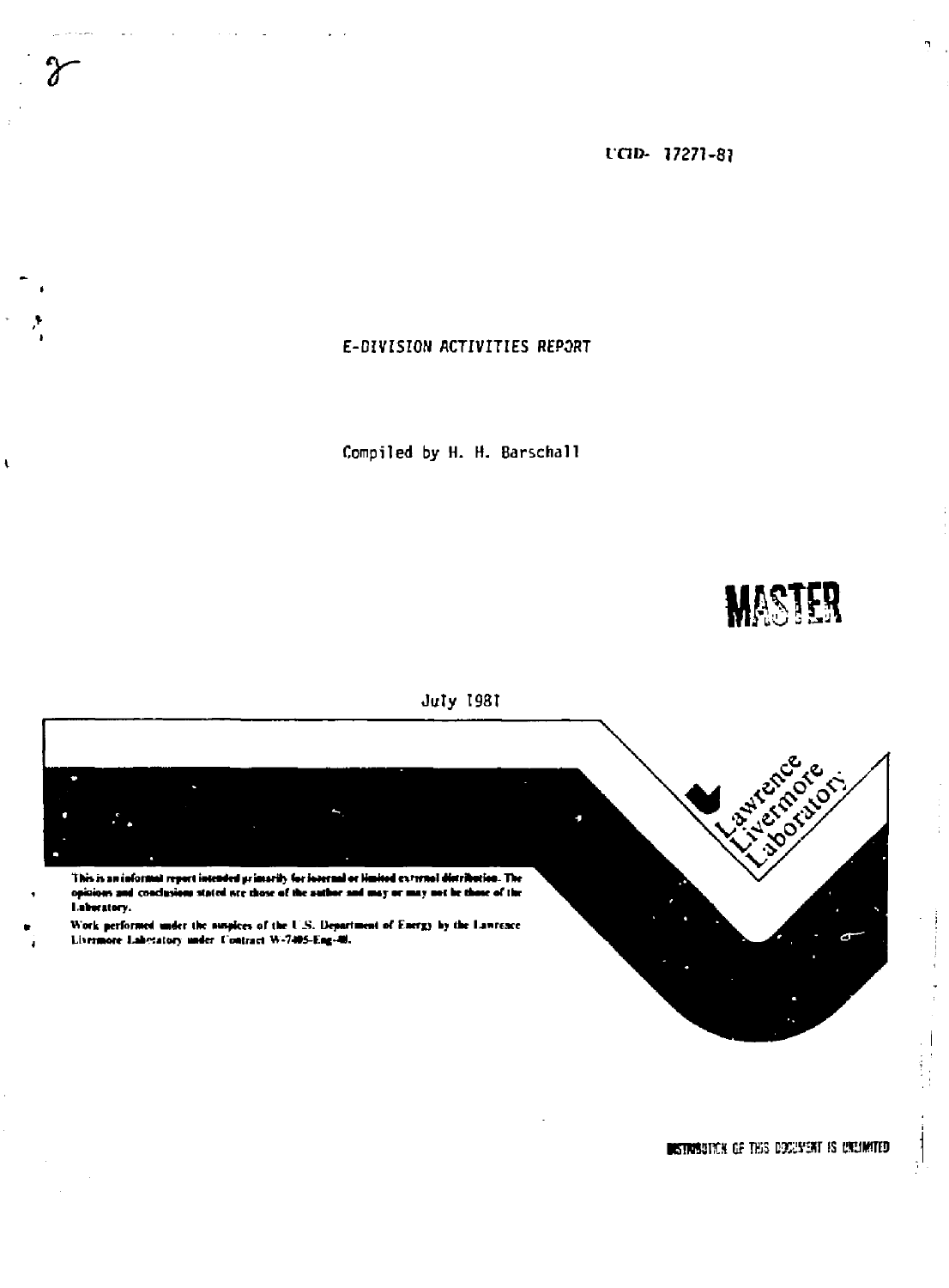UCID- 17271-81

# E-DIVISION ACTIVITIES REPORT

Compiled by H. H. Barschall

**MASTER**

July 1981

Lawrence Livermore Laboratory

This is an informal report intended primarily for internal or limited external distribution. The opinions and conclusions stated are those of the author and may or may not be those of the Laboratory.

Work performed under the auspices of the U.S. Department of Energy by the Lawrence Livermore Laboratory under Contract W-7405-Eng-48.

DISTRIBUTION OF THIS DOCUMENT IS UNLIMITED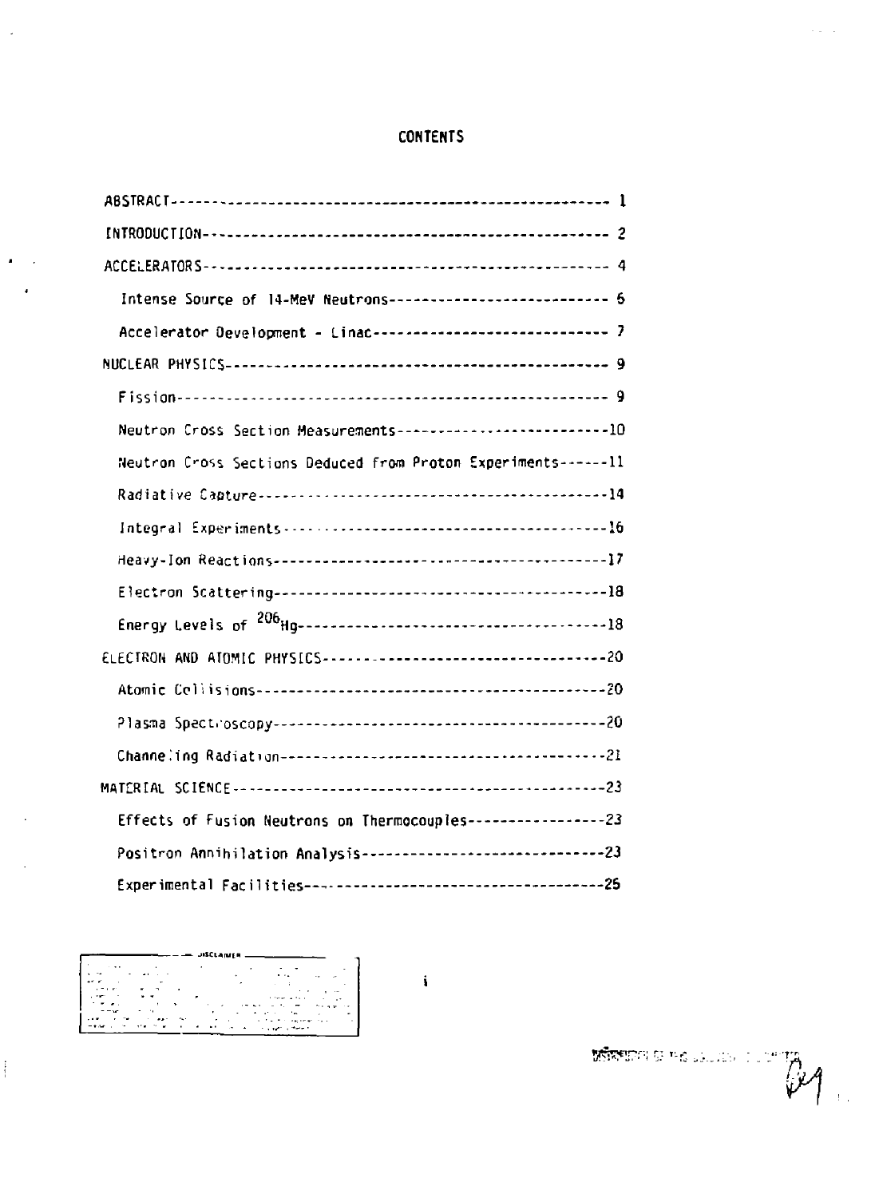# CONTENTS

ABSTRACT---------------------------------------------------- 1

INTRODUCTION------------------------------------------------ 2

ACCELERATORS------------------------------------------------ 4

- Intense Source of 14-MeV Neutrons-------------------------- 6
- Accelerator Development - Linac---------------------------- 7

NUCLEAR PHYSICS--------------------------------------------- 9

- Fission---------------------------------------------------- 9
- Neutron Cross Section Measurements-------------------------10
- Neutron Cross Sections Deduced from Proton Experiments------11
- Radiative Capture------------------------------------------14
- Integral Experiments---------------------------------------16
- Heavy-Ion Reactions----------------------------------------17
- Electron Scattering----------------------------------------18
- Energy Levels of $^{206}$Hg-------------------------------------18

ELECTRON AND ATOMIC PHYSICS---------------------------------20

- Atomic Collisions------------------------------------------20
- Plasma Spectroscopy----------------------------------------20
- Channeling Radiation---------------------------------------21

MATERIAL SCIENCE--------------------------------------------23

- Effects of Fusion Neutrons on Thermocouples----------------23
- Positron Annihilation Analysis-----------------------------23
- Experimental Facilities------------------------------------25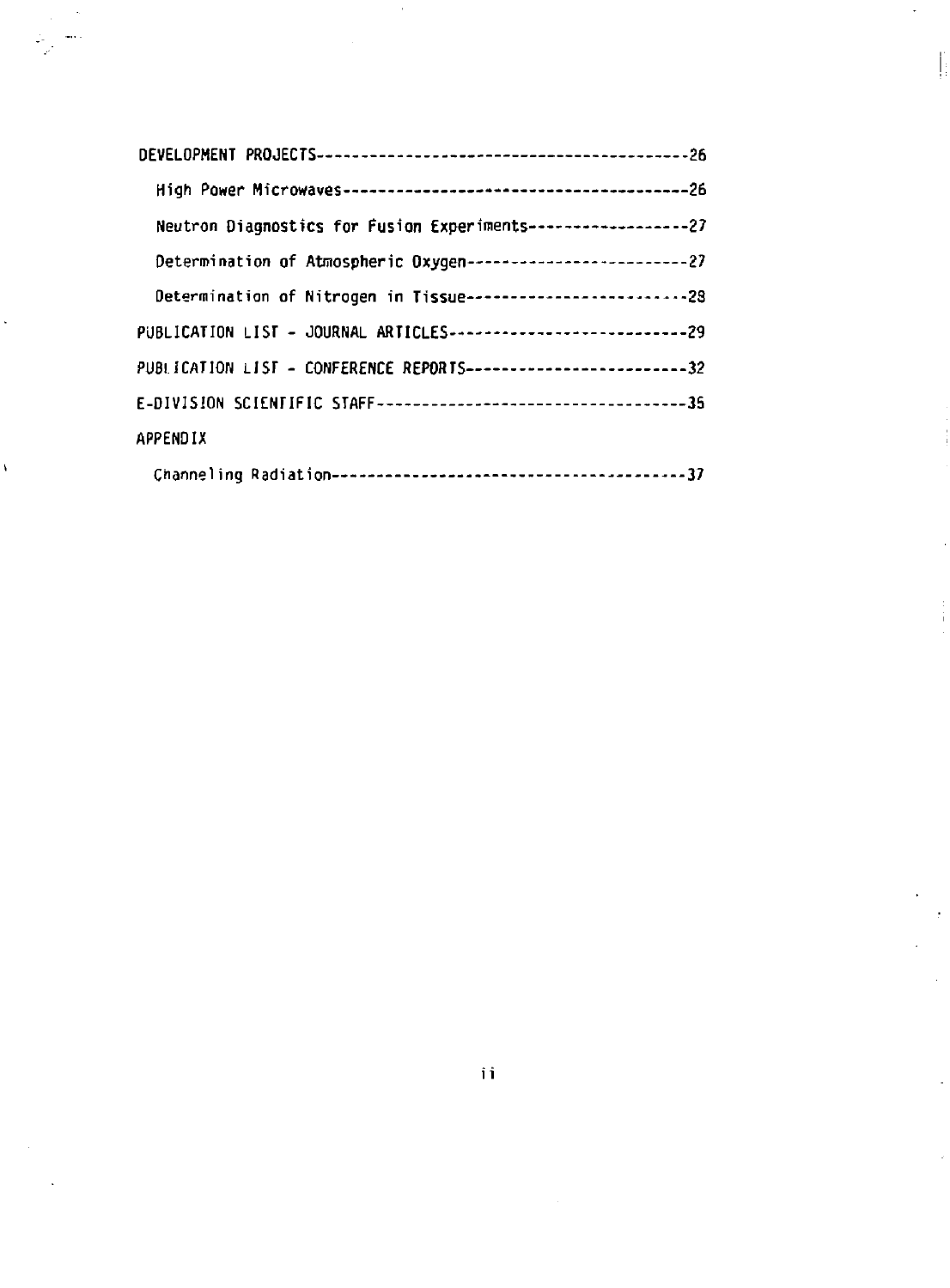DEVELOPMENT PROJECTS------------------------------------------26

High Power Microwaves----------------------------------------26

Neutron Diagnostics for Fusion Experiments------------------27

Determination of Atmospheric Oxygen-------------------------27

Determination of Nitrogen in Tissue-------------------------28

PUBLICATION LIST - JOURNAL ARTICLES---------------------------29

PUBLICATION LIST - CONFERENCE REPORTS-------------------------32

E-DIVISION SCIENTIFIC STAFF-----------------------------------35

APPENDIX

Channeling Radiation----------------------------------------37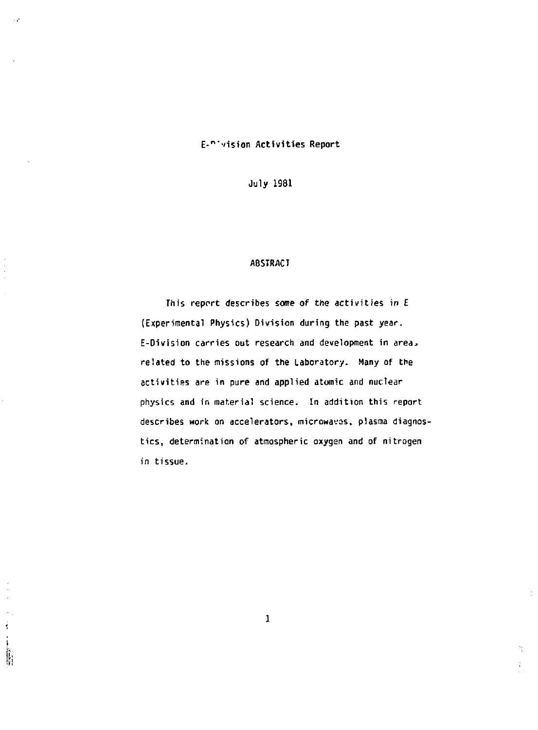# E-Division Activities Report

July 1981

## ABSTRACT

This report describes some of the activities in E (Experimental Physics) Division during the past year. E-Division carries out research and development in areas related to the missions of the Laboratory. Many of the activities are in pure and applied atomic and nuclear physics and in material science. In addition this report describes work on accelerators, microwaves, plasma diagnostics, determination of atmospheric oxygen and of nitrogen in tissue.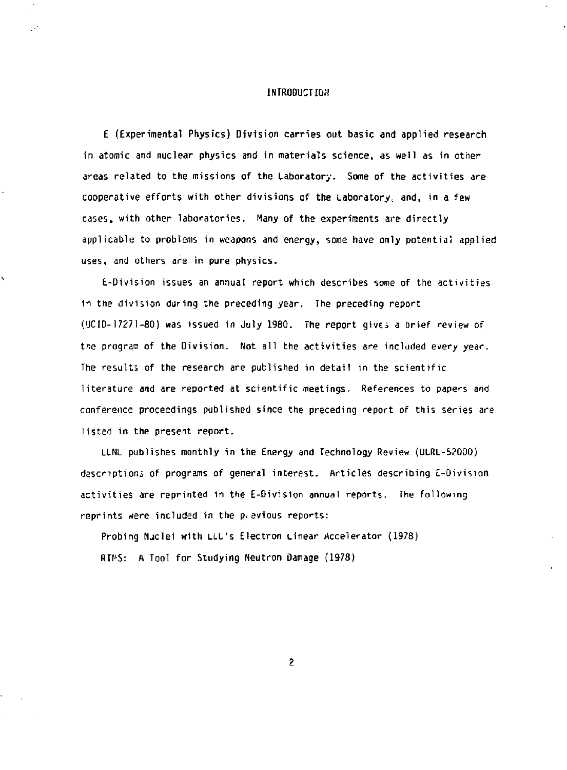# INTRODUCTION

E (Experimental Physics) Division carries out basic and applied research in atomic and nuclear physics and in materials science, as well as in other areas related to the missions of the Laboratory. Some of the activities are cooperative efforts with other divisions of the Laboratory, and, in a few cases, with other laboratories. Many of the experiments are directly applicable to problems in weapons and energy, some have only potential applied uses, and others are in pure physics.

E-Division issues an annual report which describes some of the activities in the division during the preceding year. The preceding report (UCID-17271-80) was issued in July 1980. The report gives a brief review of the program of the Division. Not all the activities are included every year. The results of the research are published in detail in the scientific literature and are reported at scientific meetings. References to papers and conference proceedings published since the preceding report of this series are listed in the present report.

LLNL publishes monthly in the Energy and Technology Review (UCRL-52000) descriptions of programs of general interest. Articles describing E-Division activities are reprinted in the E-Division annual reports. The following reprints were included in the previous reports:

Probing Nuclei with LLL's Electron Linear Accelerator (1978)

RTNS: A Tool for Studying Neutron Damage (1978)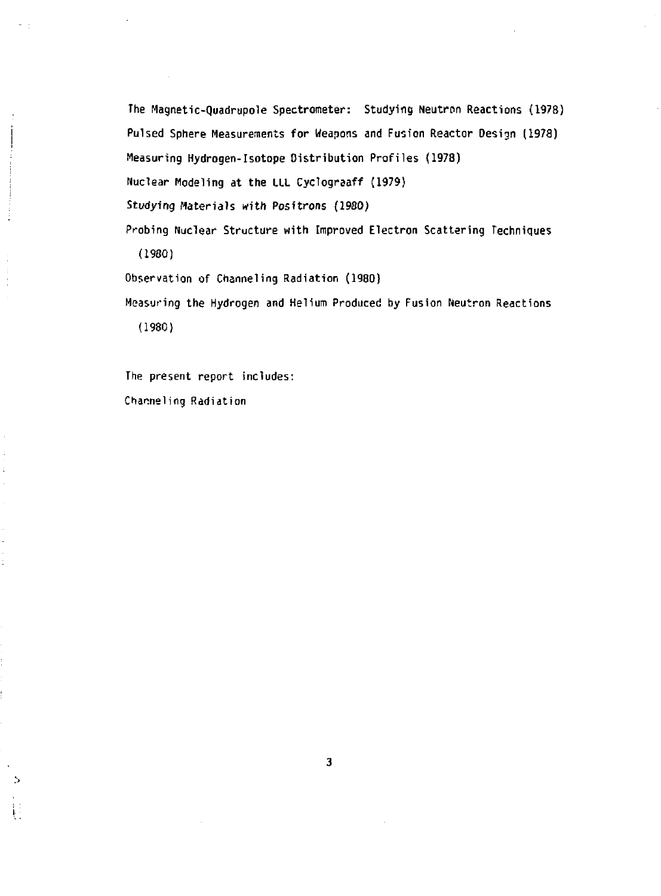The Magnetic-Quadrupole Spectrometer: Studying Neutron Reactions (1978)

Pulsed Sphere Measurements for Weapons and Fusion Reactor Design (1978)

Measuring Hydrogen-Isotope Distribution Profiles (1978)

Nuclear Modeling at the LLL Cyclograaff (1979)

*Studying Materials with Positrons* (1980)

Probing Nuclear Structure with Improved Electron Scattering Techniques (1980)

Observation of Channeling Radiation (1980)

Measuring the Hydrogen and Helium Produced by Fusion Neutron Reactions (1980)

The present report includes:

Channeling Radiation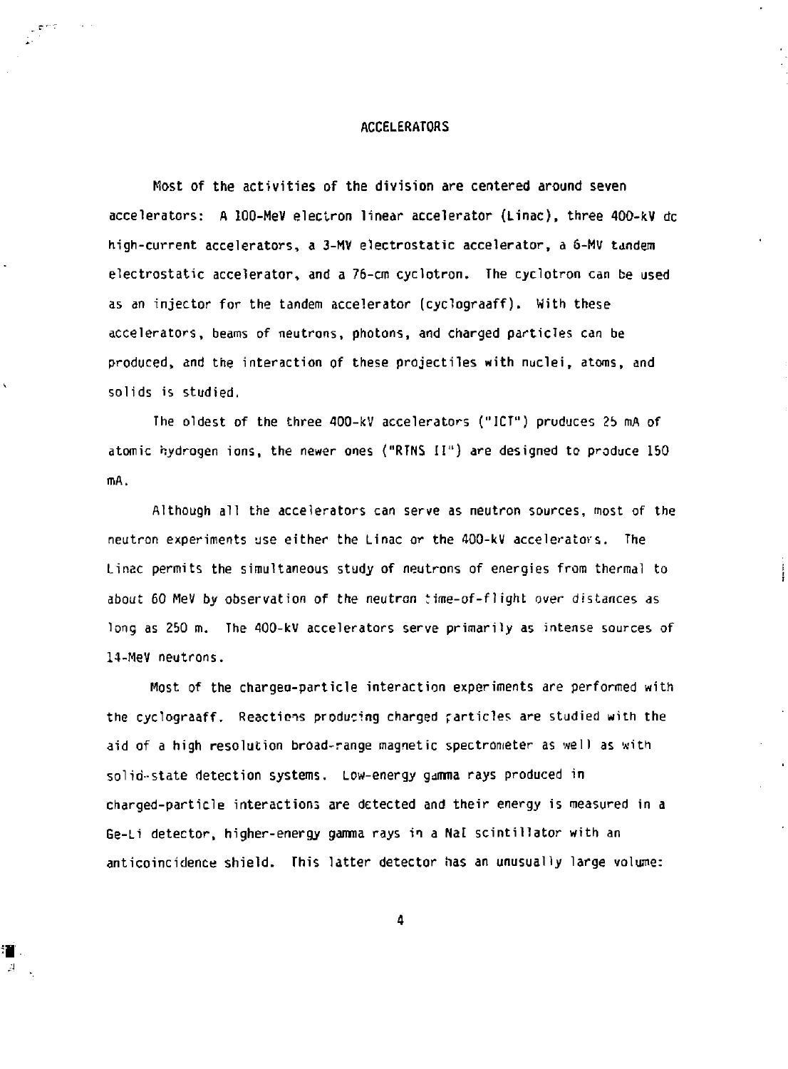# ACCELERATORS

Most of the activities of the division are centered around seven accelerators: A 100-MeV electron linear accelerator (Linac), three 400-kV dc high-current accelerators, a 3-MV electrostatic accelerator, a 6-MV tandem electrostatic accelerator, and a 76-cm cyclotron. The cyclotron can be used as an injector for the tandem accelerator (cyclograaff). With these accelerators, beams of neutrons, photons, and charged particles can be produced, and the interaction of these projectiles with nuclei, atoms, and solids is studied.

The oldest of the three 400-kV accelerators ("ICT") produces 25 mA of atomic hydrogen ions, the newer ones ("RTNS II") are designed to produce 150 mA.

Although all the accelerators can serve as neutron sources, most of the neutron experiments use either the Linac or the 400-kV accelerators. The Linac permits the simultaneous study of neutrons of energies from thermal to about 60 MeV by observation of the neutron time-of-flight over distances as long as 250 m. The 400-kV accelerators serve primarily as intense sources of 14-MeV neutrons.

Most of the charged-particle interaction experiments are performed with the cyclograaff. Reactions producing charged particles are studied with the aid of a high resolution broad-range magnetic spectrometer as well as with solid-state detection systems. Low-energy gamma rays produced in charged-particle interactions are detected and their energy is measured in a Ge-Li detector, higher-energy gamma rays in a NaI scintillator with an anticoincidence shield. This latter detector has an unusually large volume: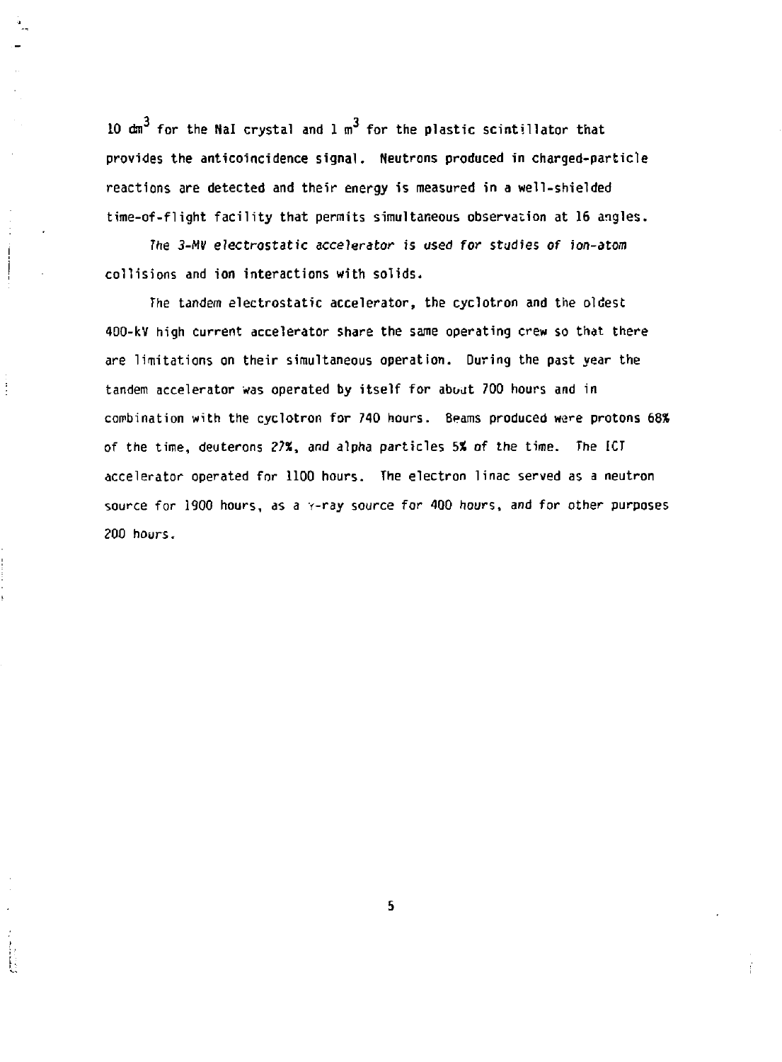10 $dm^3$ for the NaI crystal and 1 $m^3$ for the plastic scintillator that provides the anticoincidence signal. Neutrons produced in charged-particle reactions are detected and their energy is measured in a well-shielded time-of-flight facility that permits simultaneous observation at 16 angles.

*The 3-MV electrostatic accelerator* is used for studies of ion-atom collisions and ion interactions with solids.

The tandem electrostatic accelerator, the cyclotron and the oldest 400-kV high current accelerator share the same operating crew so that there are limitations on their simultaneous operation. During the past year the tandem accelerator was operated by itself for about 700 hours and in combination with the cyclotron for 740 hours. Beams produced were protons 68% of the time, deuterons 27%, and alpha particles 5% of the time. The ICT accelerator operated for 1100 hours. The electron linac served as a neutron source for 1900 hours, as a $\gamma$-ray source for 400 hours, and for other purposes 200 hours.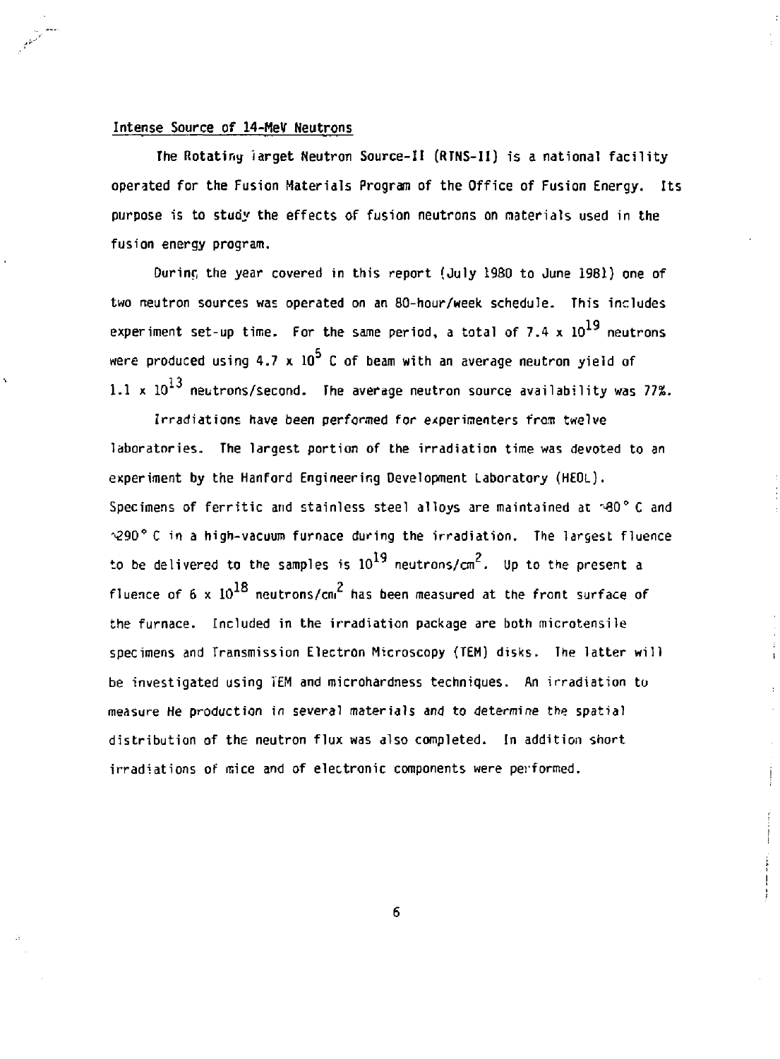## Intense Source of 14-MeV Neutrons

The Rotating Target Neutron Source-II (RTNS-II) is a national facility operated for the Fusion Materials Program of the Office of Fusion Energy. Its purpose is to study the effects of fusion neutrons on materials used in the fusion energy program.

During the year covered in this report (July 1980 to June 1981) one of two neutron sources was operated on an 80-hour/week schedule. This includes experiment set-up time. For the same period, a total of $7.4 \times 10^{19}$ neutrons were produced using $4.7 \times 10^{5}$ C of beam with an average neutron yield of $1.1 \times 10^{13}$ neutrons/second. The average neutron source availability was 77%.

Irradiations have been performed for experimenters from twelve laboratories. The largest portion of the irradiation time was devoted to an experiment by the Hanford Engineering Development Laboratory (HEDL). Specimens of ferritic and stainless steel alloys are maintained at ~80° C and ~290° C in a high-vacuum furnace during the irradiation. The largest fluence to be delivered to the samples is $10^{19}$ neutrons/cm$^2$. Up to the present a fluence of $6 \times 10^{18}$ neutrons/cm$^2$ has been measured at the front surface of the furnace. Included in the irradiation package are both microtensile specimens and Transmission Electron Microscopy (TEM) disks. The latter will be investigated using TEM and microhardness techniques. An irradiation to measure He production in several materials and to determine the spatial distribution of the neutron flux was also completed. In addition short irradiations of mice and of electronic components were performed.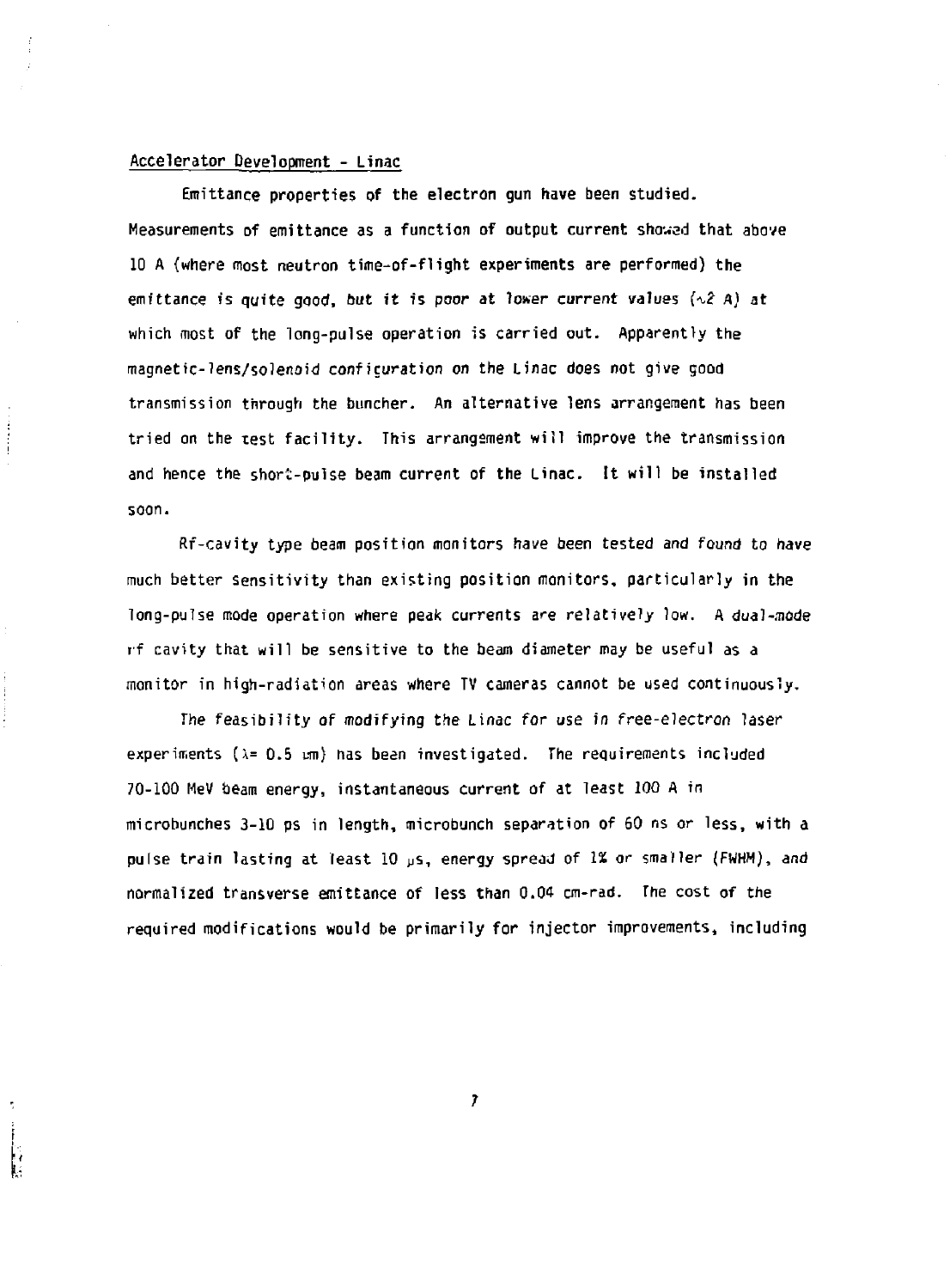## Accelerator Development - Linac

Emittance properties of the electron gun have been studied. Measurements of emittance as a function of output current showed that above 10 A (where most neutron time-of-flight experiments are performed) the emittance is quite good, but it is poor at lower current values ($\sim$2 A) at which most of the long-pulse operation is carried out. Apparently the magnetic-lens/solenoid configuration on the Linac does not give good transmission through the buncher. An alternative lens arrangement has been tried on the test facility. This arrangement will improve the transmission and hence the short-pulse beam current of the Linac. It will be installed soon.

Rf-cavity type beam position monitors have been tested and found to have much better sensitivity than existing position monitors, particularly in the long-pulse mode operation where peak currents are relatively low. A dual-mode rf cavity that will be sensitive to the beam diameter may be useful as a monitor in high-radiation areas where TV cameras cannot be used continuously.

The feasibility of modifying the Linac for use in free-electron laser experiments ($\lambda$= 0.5 µm) has been investigated. The requirements included 70-100 MeV beam energy, instantaneous current of at least 100 A in microbunches 3-10 ps in length, microbunch separation of 60 ns or less, with a pulse train lasting at least 10 µs, energy spread of 1% or smaller (FWHM), and normalized transverse emittance of less than 0.04 cm-rad. The cost of the required modifications would be primarily for injector improvements, including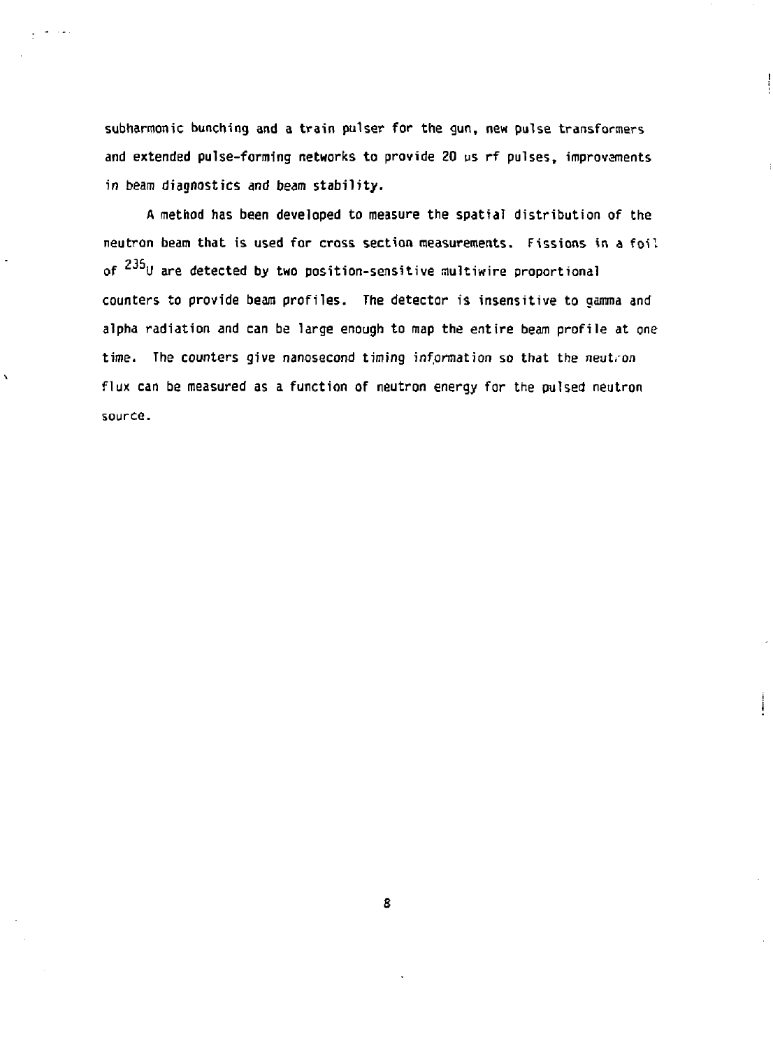subharmonic bunching and a train pulser for the gun, new pulse transformers and extended pulse-forming networks to provide 20 μs rf pulses, improvements in beam diagnostics and beam stability.

A method has been developed to measure the spatial distribution of the neutron beam that is used for cross section measurements. Fissions in a foil of $^{235}U$ are detected by two position-sensitive multiwire proportional counters to provide beam profiles. The detector is insensitive to gamma and alpha radiation and can be large enough to map the entire beam profile at one time. The counters give nanosecond timing information so that the neutron flux can be measured as a function of neutron energy for the pulsed neutron source.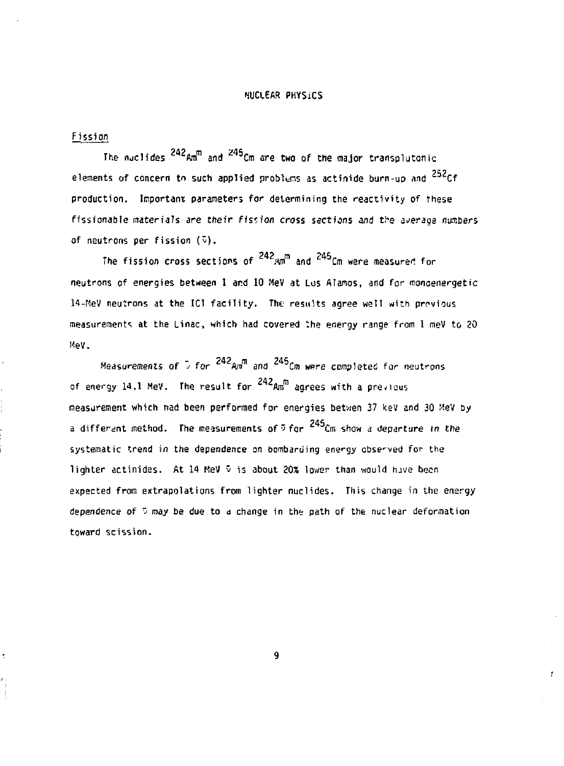# NUCLEAR PHYSICS

## Fission

The nuclides $^{242}Am^{m}$ and $^{245}Cm$ are two of the major transplutonic elements of concern to such applied problems as actinide burn-up and $^{252}Cf$ production. Important parameters for determining the reactivity of these fissionable materials are their fission cross sections and the average numbers of neutrons per fission ($\bar{\nu}$).

The fission cross sections of $^{242}Am^{m}$ and $^{245}Cm$ were measured for neutrons of energies between 1 and 10 MeV at Los Alamos, and for monoenergetic 14-MeV neutrons at the ICT facility. The results agree well with previous measurements at the Linac, which had covered the energy range from 1 meV to 20 MeV.

Measurements of $\bar{\nu}$ for $^{242}Am^{m}$ and $^{245}Cm$ were completed for neutrons of energy 14.1 MeV. The result for $^{242}Am^{m}$ agrees with a previous measurement which had been performed for energies betwen 37 keV and 30 MeV by a different method. The measurements of $\bar{\nu}$ for $^{245}Cm$ show a departure in the systematic trend in the dependence on bombarding energy observed for the lighter actinides. At 14 MeV $\bar{\nu}$ is about 20% lower than would have been expected from extrapolations from lighter nuclides. This change in the energy dependence of $\bar{\nu}$ may be due to a change in the path of the nuclear deformation toward scission.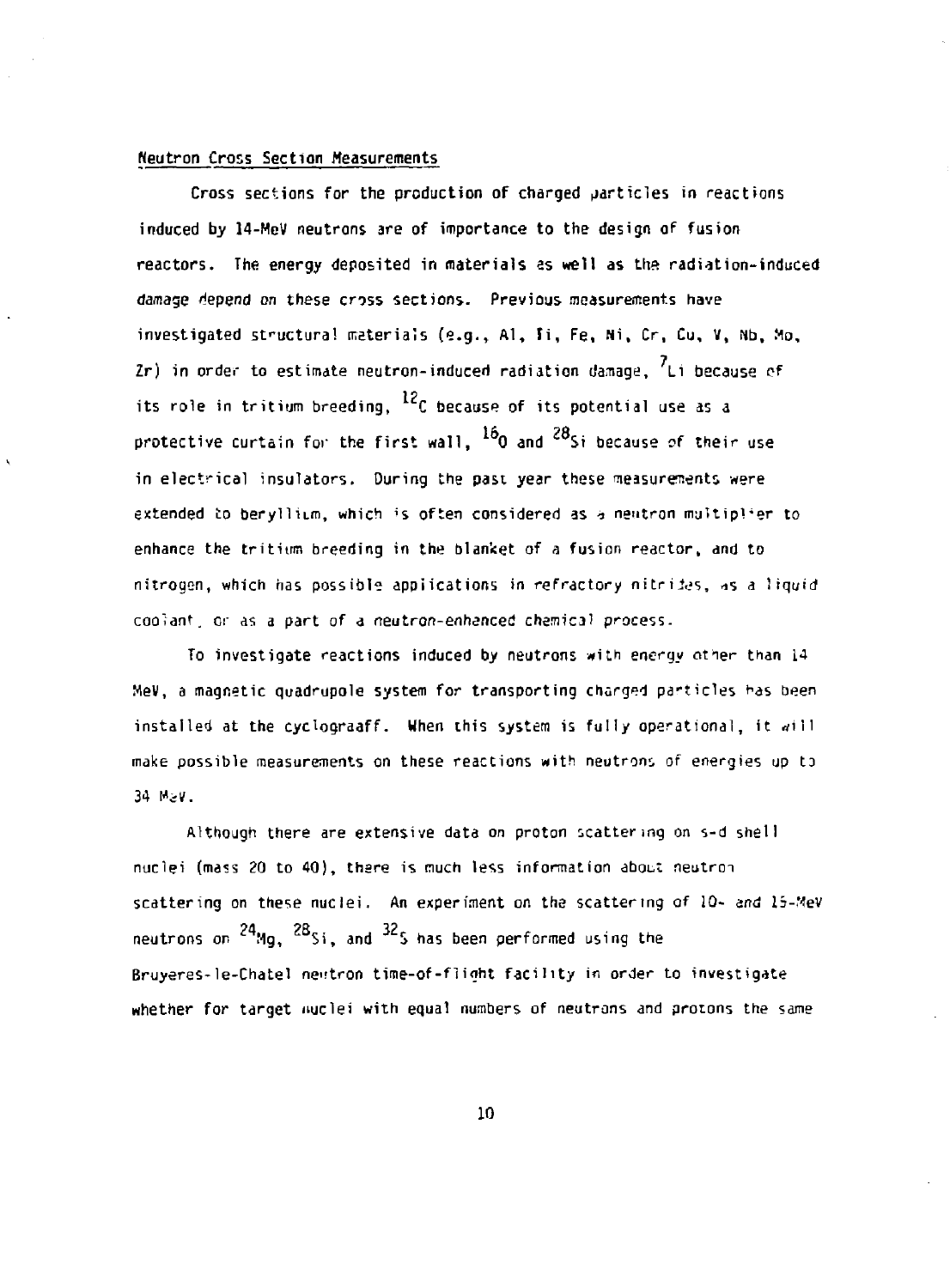## Neutron Cross Section Measurements

Cross sections for the production of charged particles in reactions induced by 14-MeV neutrons are of importance to the design of fusion reactors. The energy deposited in materials as well as the radiation-induced damage depend on these cross sections. Previous measurements have investigated structural materials (e.g., Al, Ti, Fe, Ni, Cr, Cu, V, Nb, Mo, Zr) in order to estimate neutron-induced radiation damage, $^{7}$Li because of its role in tritium breeding, $^{12}$C because of its potential use as a protective curtain for the first wall, $^{16}$O and $^{28}$Si because of their use in electrical insulators. During the past year these measurements were extended to beryllium, which is often considered as a neutron multiplier to enhance the tritium breeding in the blanket of a fusion reactor, and to nitrogen, which has possible applications in refractory nitrides, as a liquid coolant, or as a part of a neutron-enhanced chemical process.

To investigate reactions induced by neutrons with energy other than 14 MeV, a magnetic quadrupole system for transporting charged particles has been installed at the cyclograaff. When this system is fully operational, it will make possible measurements on these reactions with neutrons of energies up to 34 MeV.

Although there are extensive data on proton scattering on s-d shell nuclei (mass 20 to 40), there is much less information about neutron scattering on these nuclei. An experiment on the scattering of 10- and 15-MeV neutrons on $^{24}$Mg, $^{28}$Si, and $^{32}$S has been performed using the Bruyeres-le-Chatel neutron time-of-flight facility in order to investigate whether for target nuclei with equal numbers of neutrons and protons the same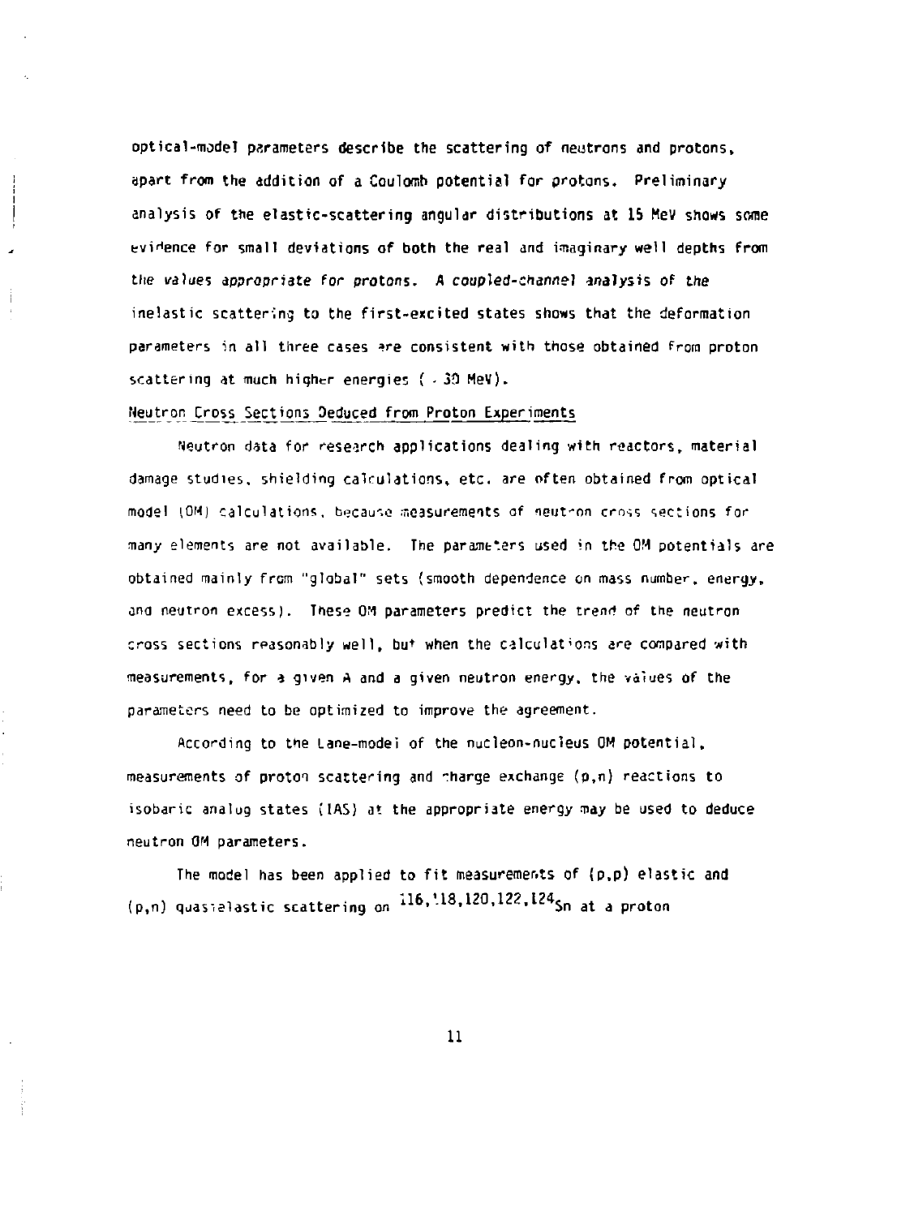optical-model parameters describe the scattering of neutrons and protons, apart from the addition of a Coulomb potential for protons. Preliminary analysis of the elastic-scattering angular distributions at 15 MeV shows some evidence for small deviations of both the real and imaginary well depths from the values appropriate for protons. A coupled-channel analysis of the inelastic scattering to the first-excited states shows that the deformation parameters in all three cases are consistent with those obtained from proton scattering at much higher energies ( ~ 30 MeV).

## Neutron Cross Sections Deduced from Proton Experiments

Neutron data for research applications dealing with reactors, material damage studies, shielding calculations, etc. are often obtained from optical model (OM) calculations, because measurements of neutron cross sections for many elements are not available. The parameters used in the OM potentials are obtained mainly from "global" sets (smooth dependence on mass number, energy, and neutron excess). These OM parameters predict the trend of the neutron cross sections reasonably well, but when the calculations are compared with measurements, for a given A and a given neutron energy, the values of the parameters need to be optimized to improve the agreement.

According to the Lane-model of the nucleon-nucleus OM potential, measurements of proton scattering and charge exchange (p,n) reactions to isobaric analog states (IAS) at the appropriate energy may be used to deduce neutron OM parameters.

The model has been applied to fit measurements of (p,p) elastic and (p,n) quasielastic scattering on $^{116,118,120,122,124}$Sn at a proton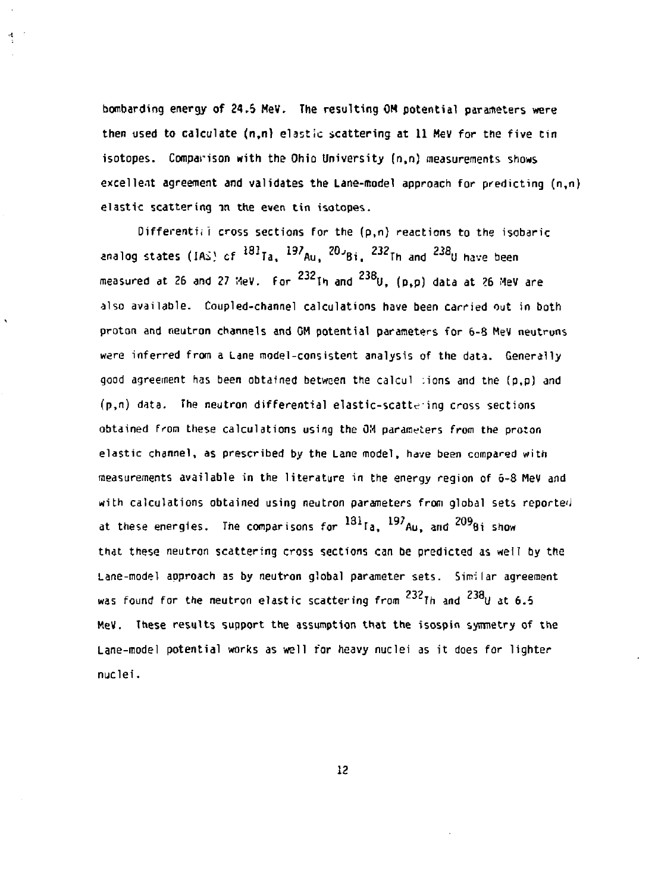bombarding energy of 24.5 MeV. The resulting OM potential parameters were then used to calculate (n,n) elastic scattering at 11 MeV for the five tin isotopes. Comparison with the Ohio University (n,n) measurements shows excellent agreement and validates the Lane-model approach for predicting (n,n) elastic scattering in the even tin isotopes.

Differential cross sections for the (p,n) reactions to the isobaric analog states (IAS) of $^{181}$Ta, $^{197}$Au, $^{209}$Bi, $^{232}$Th and $^{238}$U have been measured at 26 and 27 MeV. For $^{232}$Th and $^{238}$U, (p,p) data at 26 MeV are also available. Coupled-channel calculations have been carried out in both proton and neutron channels and OM potential parameters for 6-8 MeV neutrons were inferred from a Lane model-consistent analysis of the data. Generally good agreement has been obtained between the calculations and the (p,p) and (p,n) data. The neutron differential elastic-scattering cross sections obtained from these calculations using the OM parameters from the proton elastic channel, as prescribed by the Lane model, have been compared with measurements available in the literature in the energy region of 6-8 MeV and with calculations obtained using neutron parameters from global sets reported at these energies. The comparisons for $^{181}$Ta, $^{197}$Au, and $^{209}$Bi show that these neutron scattering cross sections can be predicted as well by the Lane-model approach as by neutron global parameter sets. Similar agreement was found for the neutron elastic scattering from $^{232}$Th and $^{238}$U at 6.5 MeV. These results support the assumption that the isospin symmetry of the Lane-model potential works as well for heavy nuclei as it does for lighter nuclei.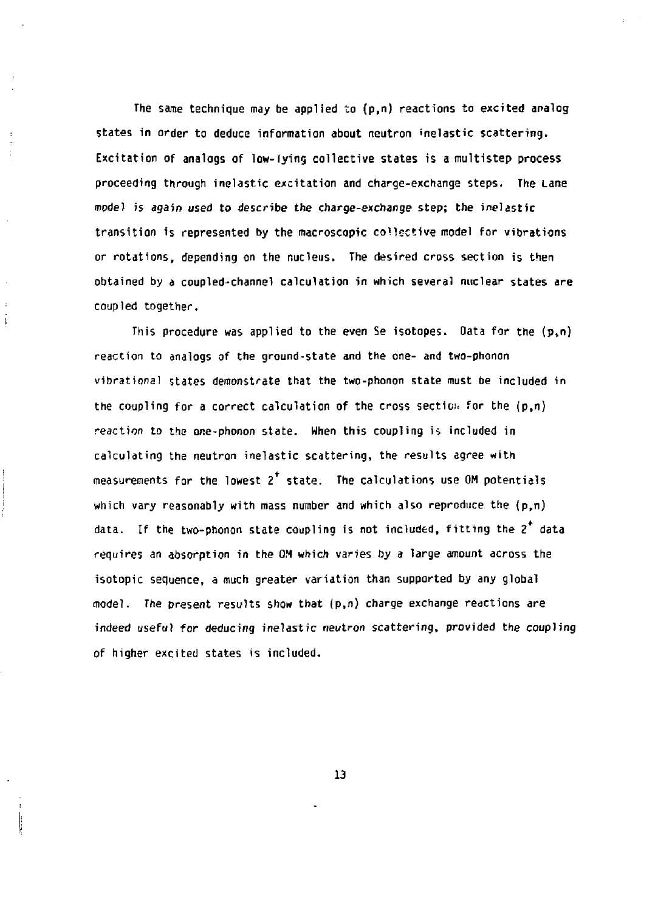The same technique may be applied to (p,n) reactions to excited analog states in order to deduce information about neutron inelastic scattering. Excitation of analogs of low-lying collective states is a multistep process proceeding through inelastic excitation and charge-exchange steps. The Lane model is again used to describe the charge-exchange step; the inelastic transition is represented by the macroscopic collective model for vibrations or rotations, depending on the nucleus. The desired cross section is then obtained by a coupled-channel calculation in which several nuclear states are coupled together.

This procedure was applied to the even Se isotopes. Data for the (p,n) reaction to analogs of the ground-state and the one- and two-phonon vibrational states demonstrate that the two-phonon state must be included in the coupling for a correct calculation of the cross section for the (p,n) reaction to the one-phonon state. When this coupling is included in calculating the neutron inelastic scattering, the results agree with measurements for the lowest $2^+$ state. The calculations use OM potentials which vary reasonably with mass number and which also reproduce the (p,n) data. If the two-phonon state coupling is not included, fitting the $2^+$ data requires an absorption in the OM which varies by a large amount across the isotopic sequence, a much greater variation than supported by any global model. The present results show that (p,n) charge exchange reactions are indeed useful for deducing inelastic neutron scattering, provided the coupling of higher excited states is included.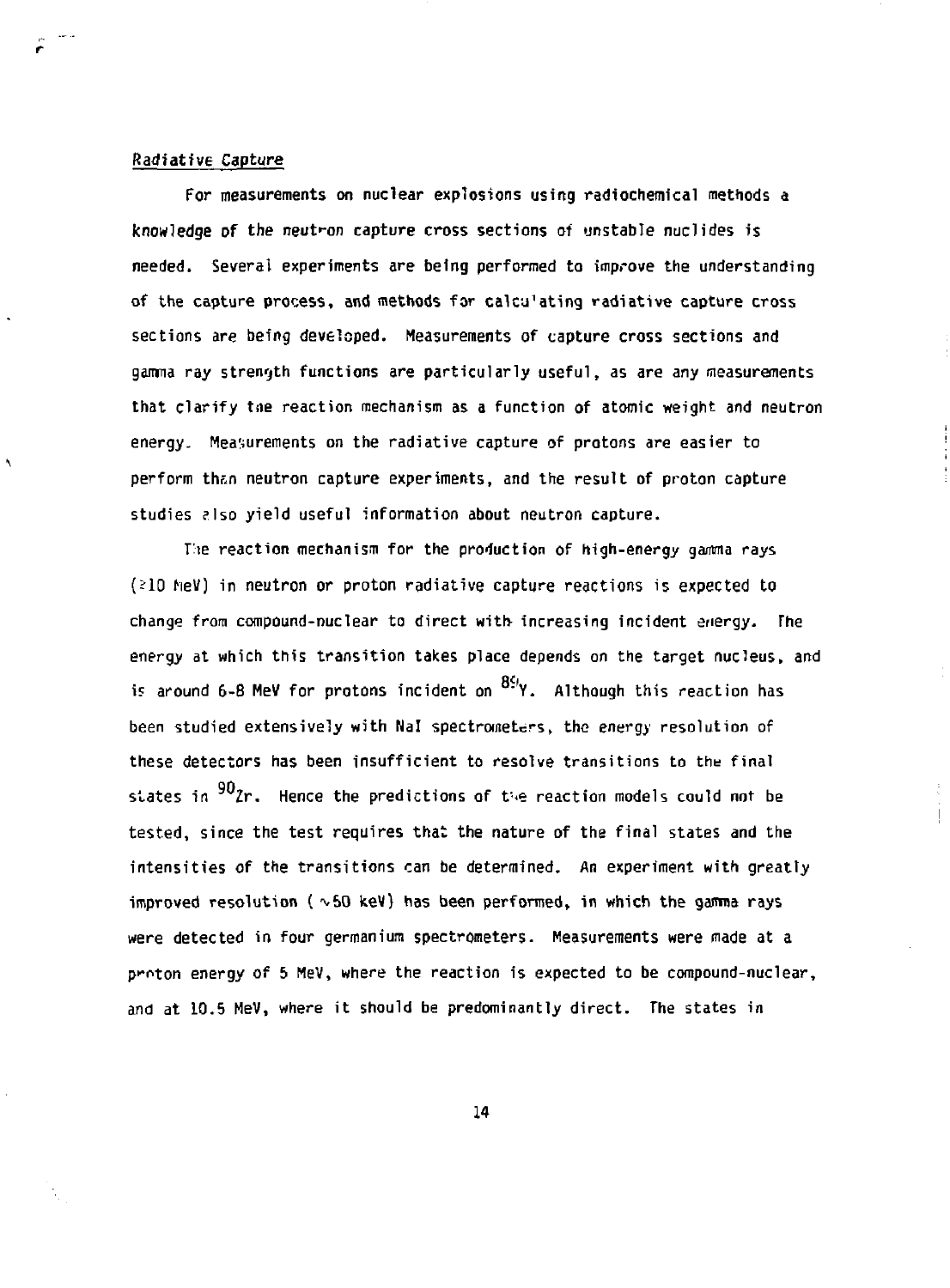## Radiative Capture

For measurements on nuclear explosions using radiochemical methods a knowledge of the neutron capture cross sections of unstable nuclides is needed. Several experiments are being performed to improve the understanding of the capture process, and methods for calculating radiative capture cross sections are being developed. Measurements of capture cross sections and gamma ray strength functions are particularly useful, as are any measurements that clarify the reaction mechanism as a function of atomic weight and neutron energy. Measurements on the radiative capture of protons are easier to perform than neutron capture experiments, and the result of proton capture studies also yield useful information about neutron capture.

The reaction mechanism for the production of high-energy gamma rays ($\gtrsim$10 MeV) in neutron or proton radiative capture reactions is expected to change from compound-nuclear to direct with increasing incident energy. The energy at which this transition takes place depends on the target nucleus, and is around 6-8 MeV for protons incident on $^{89}$Y. Although this reaction has been studied extensively with NaI spectrometers, the energy resolution of these detectors has been insufficient to resolve transitions to the final states in $^{90}$Zr. Hence the predictions of the reaction models could not be tested, since the test requires that the nature of the final states and the intensities of the transitions can be determined. An experiment with greatly improved resolution ($\sim$60 keV) has been performed, in which the gamma rays were detected in four germanium spectrometers. Measurements were made at a proton energy of 5 MeV, where the reaction is expected to be compound-nuclear, and at 10.5 MeV, where it should be predominantly direct. The states in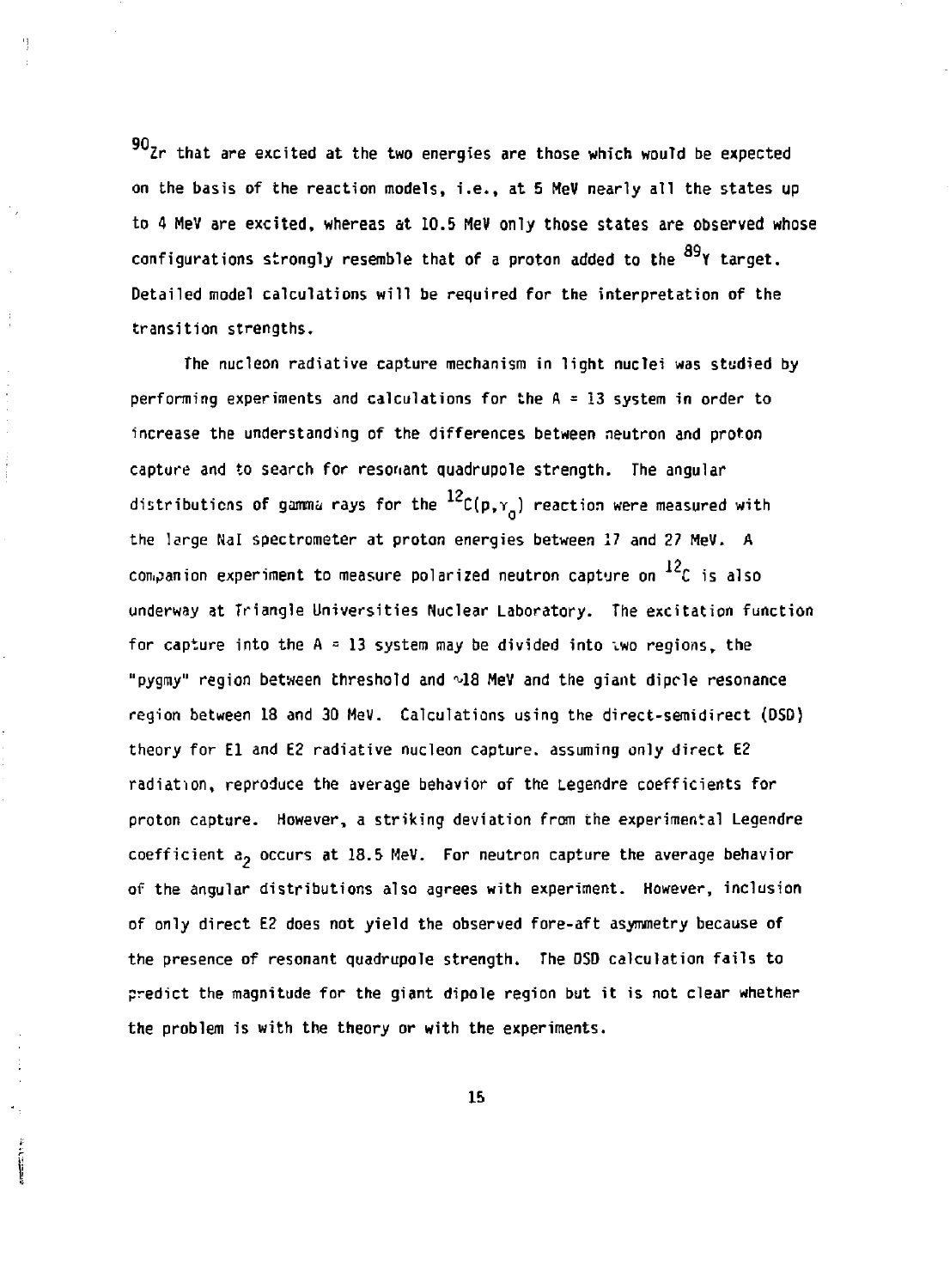$^{90}Zr$ that are excited at the two energies are those which would be expected on the basis of the reaction models, i.e., at 5 MeV nearly all the states up to 4 MeV are excited, whereas at 10.5 MeV only those states are observed whose configurations strongly resemble that of a proton added to the $^{89}Y$ target. Detailed model calculations will be required for the interpretation of the transition strengths.

The nucleon radiative capture mechanism in light nuclei was studied by performing experiments and calculations for the A = 13 system in order to increase the understanding of the differences between neutron and proton capture and to search for resonant quadrupole strength. The angular distributions of gamma rays for the $^{12}C(p,\gamma_0)$ reaction were measured with the large NaI spectrometer at proton energies between 17 and 27 MeV. A companion experiment to measure polarized neutron capture on $^{12}C$ is also underway at Triangle Universities Nuclear Laboratory. The excitation function for capture into the A = 13 system may be divided into two regions, the "pygmy" region between threshold and ~18 MeV and the giant dipole resonance region between 18 and 30 MeV. Calculations using the direct-semidirect (DSD) theory for E1 and E2 radiative nucleon capture, assuming only direct E2 radiation, reproduce the average behavior of the Legendre coefficients for proton capture. However, a striking deviation from the experimental Legendre coefficient $a_2$ occurs at 18.5 MeV. For neutron capture the average behavior of the angular distributions also agrees with experiment. However, inclusion of only direct E2 does not yield the observed fore-aft asymmetry because of the presence of resonant quadrupole strength. The DSD calculation fails to predict the magnitude for the giant dipole region but it is not clear whether the problem is with the theory or with the experiments.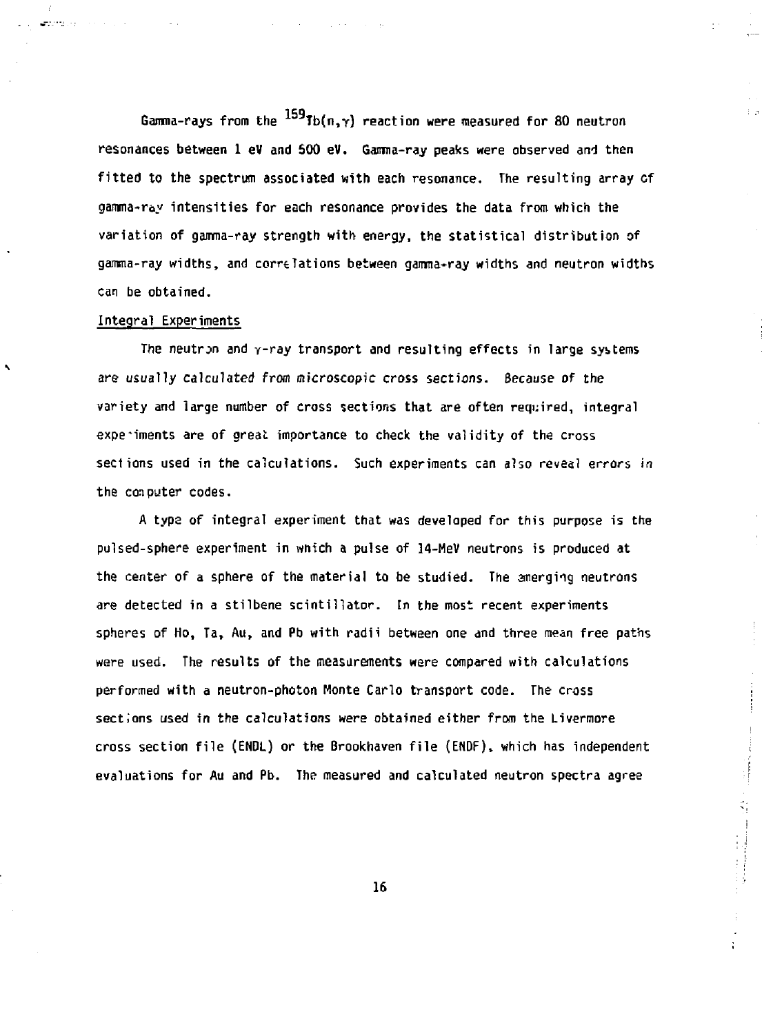Gamma-rays from the $^{159}$Tb(n,$\gamma$) reaction were measured for 80 neutron resonances between 1 eV and 500 eV. Gamma-ray peaks were observed and then fitted to the spectrum associated with each resonance. The resulting array of gamma-ray intensities for each resonance provides the data from which the variation of gamma-ray strength with energy, the statistical distribution of gamma-ray widths, and correlations between gamma-ray widths and neutron widths can be obtained.

Integral Experiments

The neutron and $\gamma$-ray transport and resulting effects in large systems are usually calculated from microscopic cross sections. Because of the variety and large number of cross sections that are often required, integral experiments are of great importance to check the validity of the cross sections used in the calculations. Such experiments can also reveal errors in the computer codes.

A type of integral experiment that was developed for this purpose is the pulsed-sphere experiment in which a pulse of 14-MeV neutrons is produced at the center of a sphere of the material to be studied. The emerging neutrons are detected in a stilbene scintillator. In the most recent experiments spheres of Ho, Ta, Au, and Pb with radii between one and three mean free paths were used. The results of the measurements were compared with calculations performed with a neutron-photon Monte Carlo transport code. The cross sections used in the calculations were obtained either from the Livermore cross section file (ENDL) or the Brookhaven file (ENDF), which has independent evaluations for Au and Pb. The measured and calculated neutron spectra agree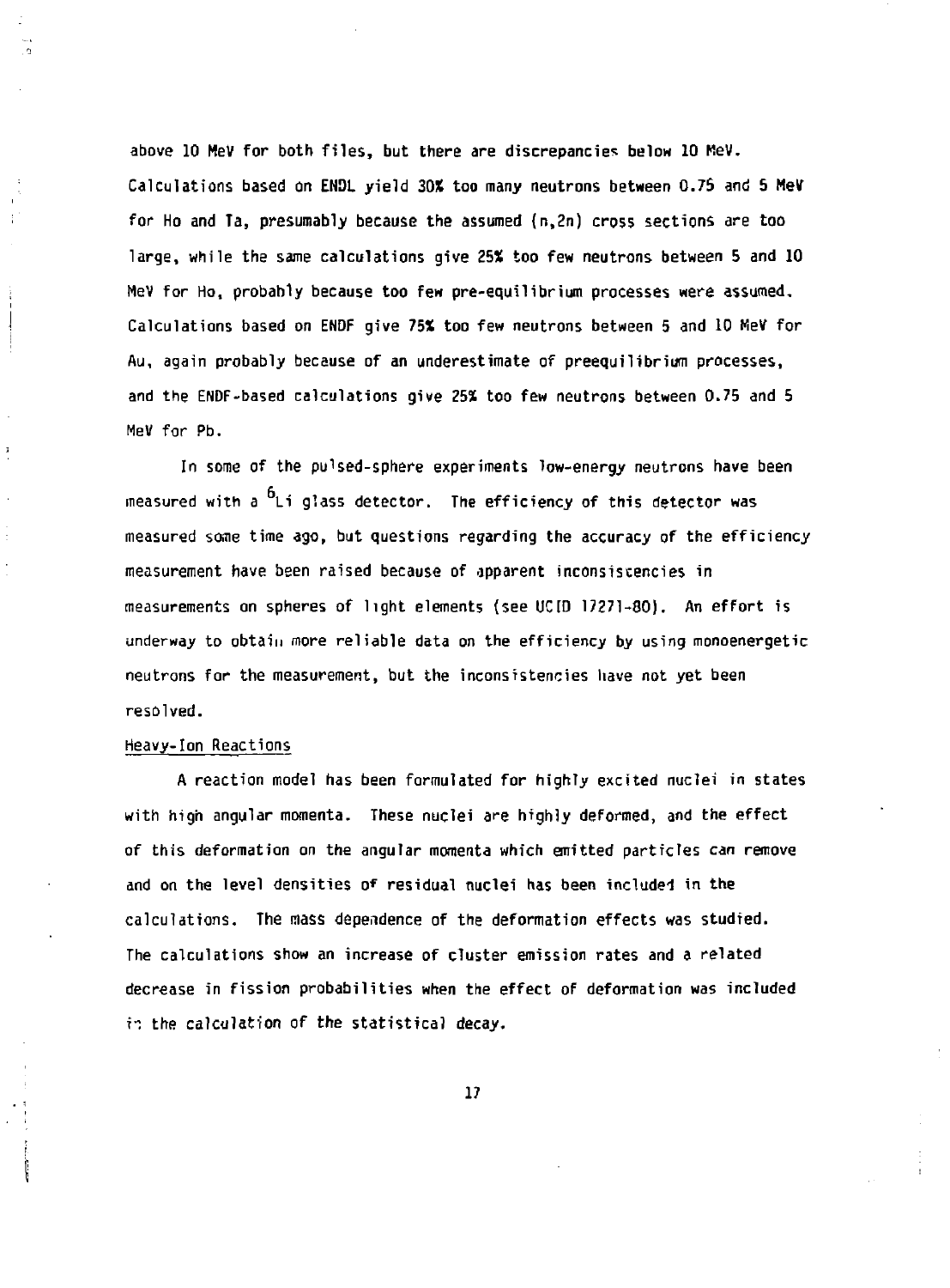above 10 MeV for both files, but there are discrepancies below 10 MeV. Calculations based on ENDL yield 30% too many neutrons between 0.75 and 5 MeV for Ho and Ta, presumably because the assumed (n,2n) cross sections are too large, while the same calculations give 25% too few neutrons between 5 and 10 MeV for Ho, probably because too few pre-equilibrium processes were assumed. Calculations based on ENDF give 75% too few neutrons between 5 and 10 MeV for Au, again probably because of an underestimate of preequilibrium processes, and the ENDF-based calculations give 25% too few neutrons between 0.75 and 5 MeV for Pb.

In some of the pulsed-sphere experiments low-energy neutrons have been measured with a $^{6}Li$ glass detector. The efficiency of this detector was measured some time ago, but questions regarding the accuracy of the efficiency measurement have been raised because of apparent inconsistencies in measurements on spheres of light elements (see UCID 17271-80). An effort is underway to obtain more reliable data on the efficiency by using monoenergetic neutrons for the measurement, but the inconsistencies have not yet been resolved.

## Heavy-Ion Reactions

A reaction model has been formulated for highly excited nuclei in states with high angular momenta. These nuclei are highly deformed, and the effect of this deformation on the angular momenta which emitted particles can remove and on the level densities of residual nuclei has been included in the calculations. The mass dependence of the deformation effects was studied. The calculations show an increase of cluster emission rates and a related decrease in fission probabilities when the effect of deformation was included in the calculation of the statistical decay.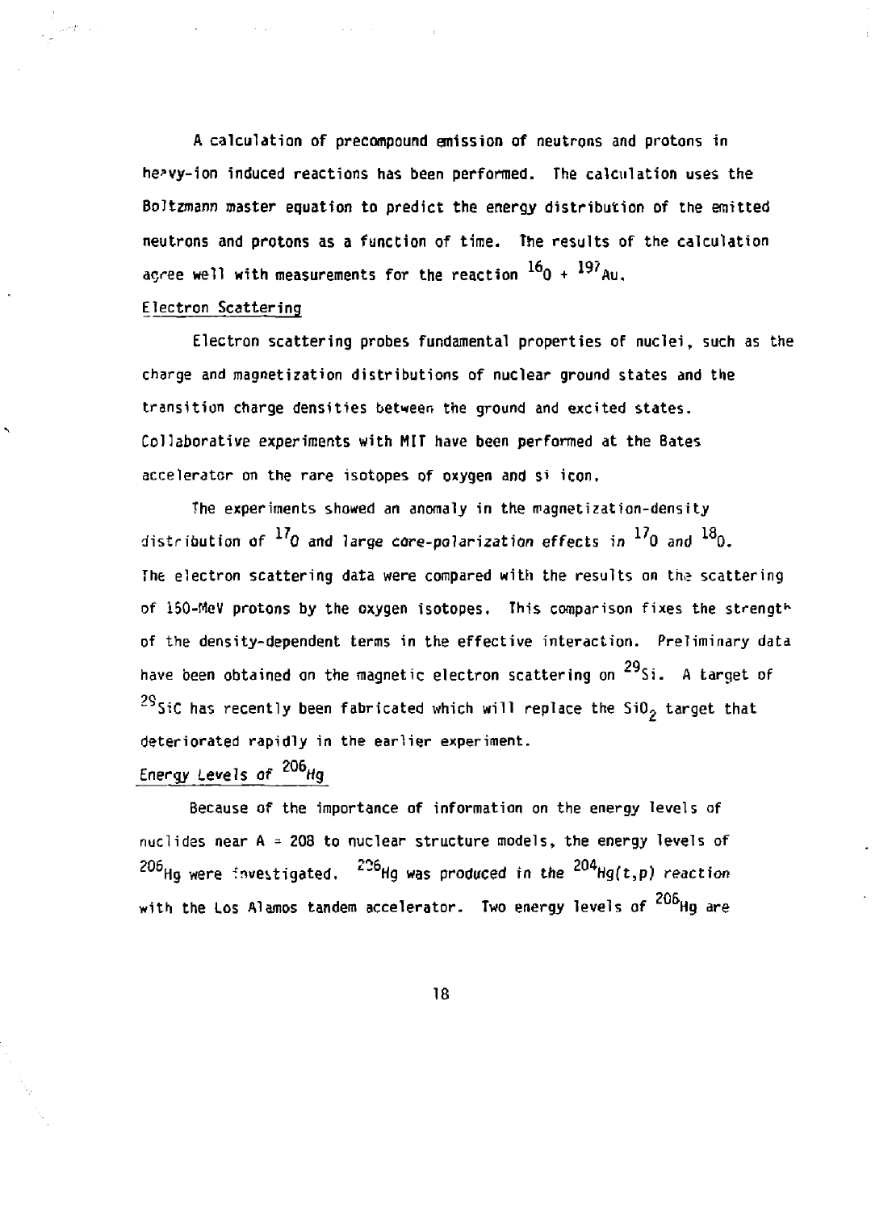A calculation of precompound emission of neutrons and protons in heavy-ion induced reactions has been performed. The calculation uses the Boltzmann master equation to predict the energy distribution of the emitted neutrons and protons as a function of time. The results of the calculation agree well with measurements for the reaction $^{16}O + ^{197}Au$.

## Electron Scattering

Electron scattering probes fundamental properties of nuclei, such as the charge and magnetization distributions of nuclear ground states and the transition charge densities between the ground and excited states. Collaborative experiments with MIT have been performed at the Bates accelerator on the rare isotopes of oxygen and silicon.

The experiments showed an anomaly in the magnetization-density distribution of $^{17}O$ and large core-polarization effects in $^{17}O$ and $^{18}O$. The electron scattering data were compared with the results on the scattering of 150-MeV protons by the oxygen isotopes. This comparison fixes the strength of the density-dependent terms in the effective interaction. Preliminary data have been obtained on the magnetic electron scattering on $^{29}Si$. A target of $^{29}SiC$ has recently been fabricated which will replace the $SiO_2$ target that deteriorated rapidly in the earlier experiment.

## *Energy Levels of $^{206}Hg$*

Because of the importance of information on the energy levels of nuclides near A = 208 to nuclear structure models, the energy levels of $^{206}Hg$ were investigated. $^{206}Hg$ was produced in the $^{204}Hg(t,p)$ reaction with the Los Alamos tandem accelerator. Two energy levels of $^{206}Hg$ are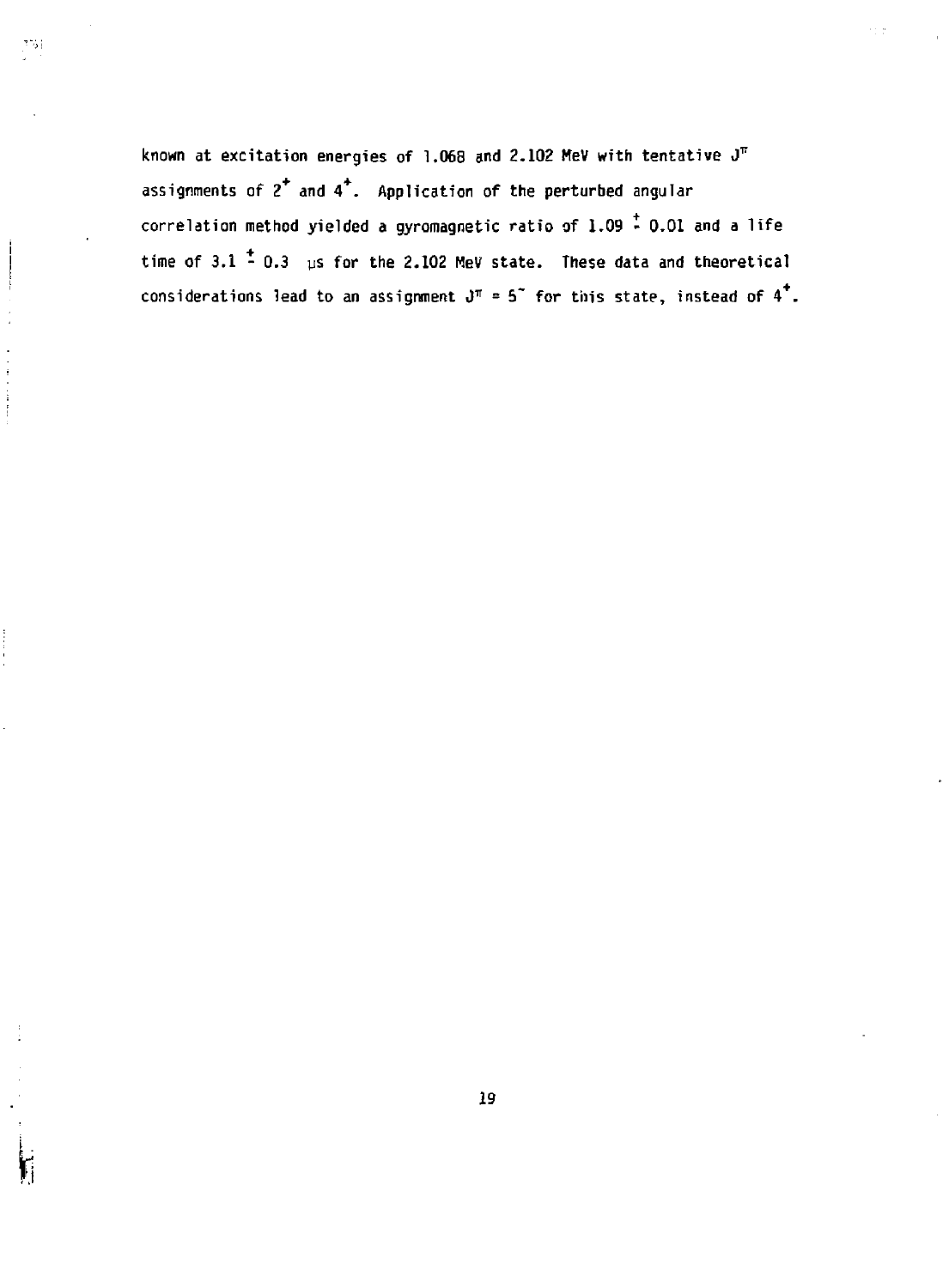known at excitation energies of 1.068 and 2.102 MeV with tentative $J^{\pi}$ assignments of $2^{+}$ and $4^{+}$. Application of the perturbed angular correlation method yielded a gyromagnetic ratio of $1.09 \pm 0.01$ and a life time of $3.1 \pm 0.3$ μs for the 2.102 MeV state. These data and theoretical considerations lead to an assignment $J^{\pi} = 5^{-}$ for this state, instead of $4^{+}$.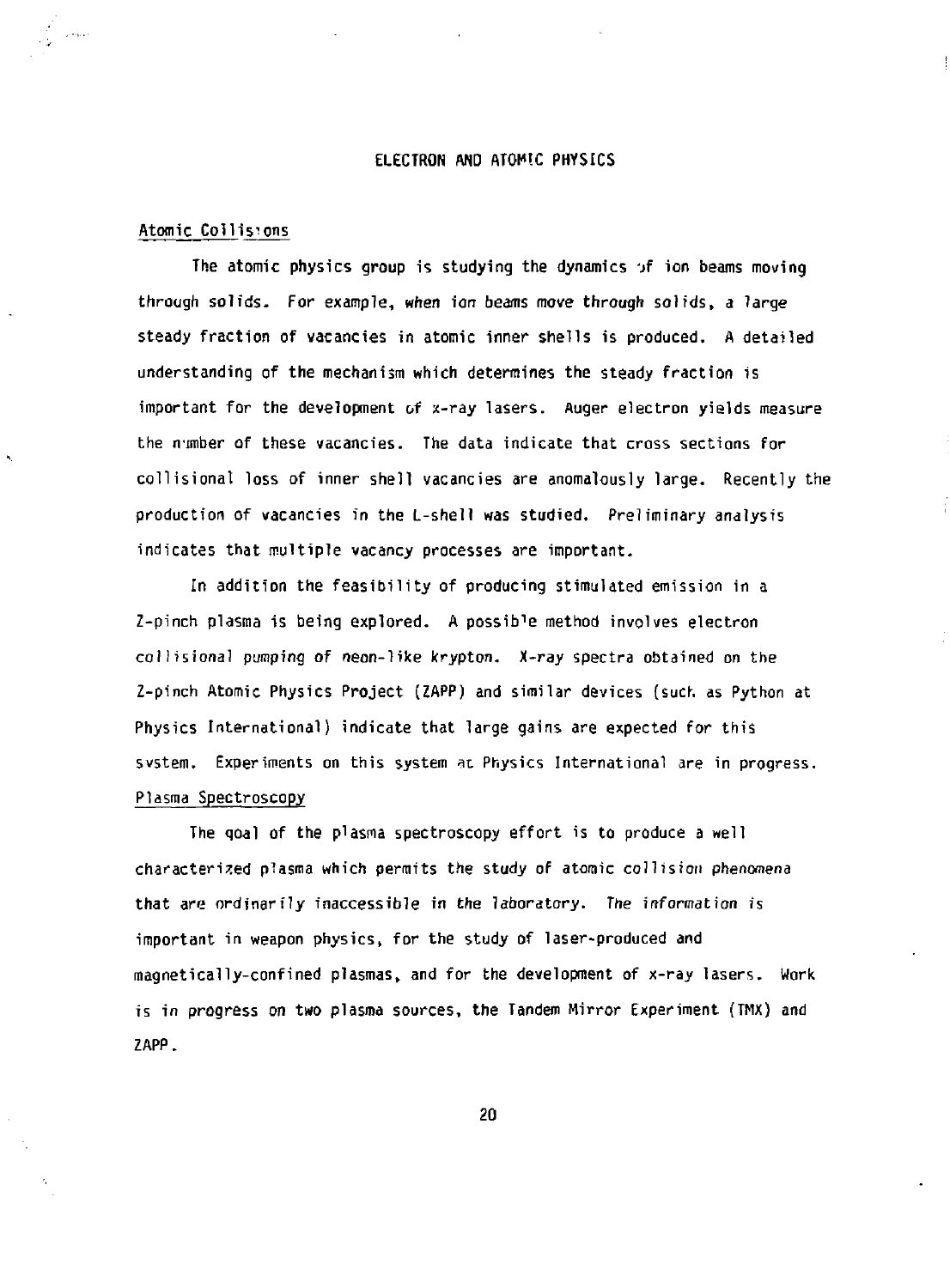# ELECTRON AND ATOMIC PHYSICS

## Atomic Collisions

The atomic physics group is studying the dynamics of ion beams moving through solids. For example, when ion beams move through solids, a large steady fraction of vacancies in atomic inner shells is produced. A detailed understanding of the mechanism which determines the steady fraction is important for the development of x-ray lasers. Auger electron yields measure the number of these vacancies. The data indicate that cross sections for collisional loss of inner shell vacancies are anomalously large. Recently the production of vacancies in the L-shell was studied. Preliminary analysis indicates that multiple vacancy processes are important.

In addition the feasibility of producing stimulated emission in a Z-pinch plasma is being explored. A possible method involves electron collisional pumping of neon-like krypton. X-ray spectra obtained on the Z-pinch Atomic Physics Project (ZAPP) and similar devices (such as Python at Physics International) indicate that large gains are expected for this system. Experiments on this system at Physics International are in progress.

## Plasma Spectroscopy

The goal of the plasma spectroscopy effort is to produce a well characterized plasma which permits the study of atomic collision phenomena that are ordinarily inaccessible in the laboratory. The information is important in weapon physics, for the study of laser-produced and magnetically-confined plasmas, and for the development of x-ray lasers. Work is in progress on two plasma sources, the Tandem Mirror Experiment (TMX) and ZAPP.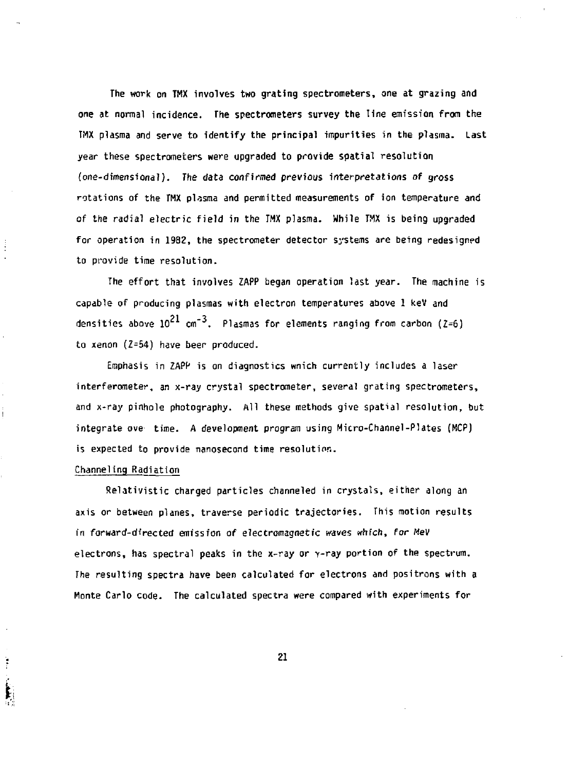The work on TMX involves two grating spectrometers, one at grazing and one at normal incidence. The spectrometers survey the line emission from the TMX plasma and serve to identify the principal impurities in the plasma. Last year these spectrometers were upgraded to provide spatial resolution (one-dimensional). The data confirmed previous interpretations of gross rotations of the TMX plasma and permitted measurements of ion temperature and of the radial electric field in the TMX plasma. While TMX is being upgraded for operation in 1982, the spectrometer detector systems are being redesigned to provide time resolution.

The effort that involves ZAPP began operation last year. The machine is capable of producing plasmas with electron temperatures above 1 keV and densities above $10^{21}$ $cm^{-3}$. Plasmas for elements ranging from carbon (Z=6) to xenon (Z=54) have been produced.

Emphasis in ZAPP is on diagnostics which currently includes a laser interferometer, an x-ray crystal spectrometer, several grating spectrometers, and x-ray pinhole photography. All these methods give spatial resolution, but integrate over time. A development program using Micro-Channel-Plates (MCP) is expected to provide nanosecond time resolution.

## Channeling Radiation

Relativistic charged particles channeled in crystals, either along an axis or between planes, traverse periodic trajectories. This motion results in forward-directed emission of electromagnetic waves which, for MeV electrons, has spectral peaks in the x-ray or $\gamma$-ray portion of the spectrum. The resulting spectra have been calculated for electrons and positrons with a Monte Carlo code. The calculated spectra were compared with experiments for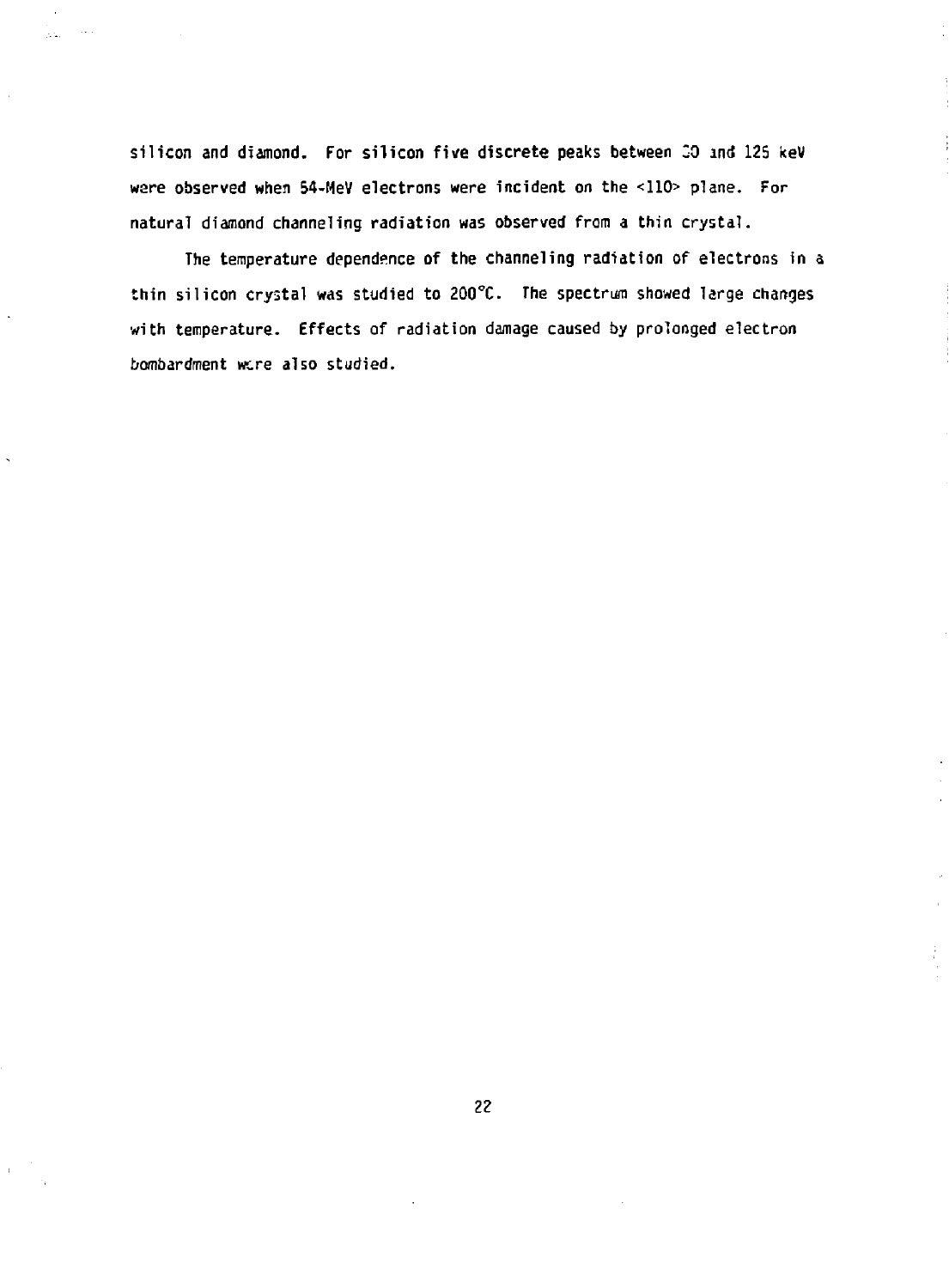silicon and diamond. For silicon five discrete peaks between 30 and 125 keV were observed when 54-MeV electrons were incident on the <110> plane. For natural diamond channeling radiation was observed from a thin crystal.

The temperature dependence of the channeling radiation of electrons in a thin silicon crystal was studied to 200°C. The spectrum showed large changes with temperature. Effects of radiation damage caused by prolonged electron bombardment were also studied.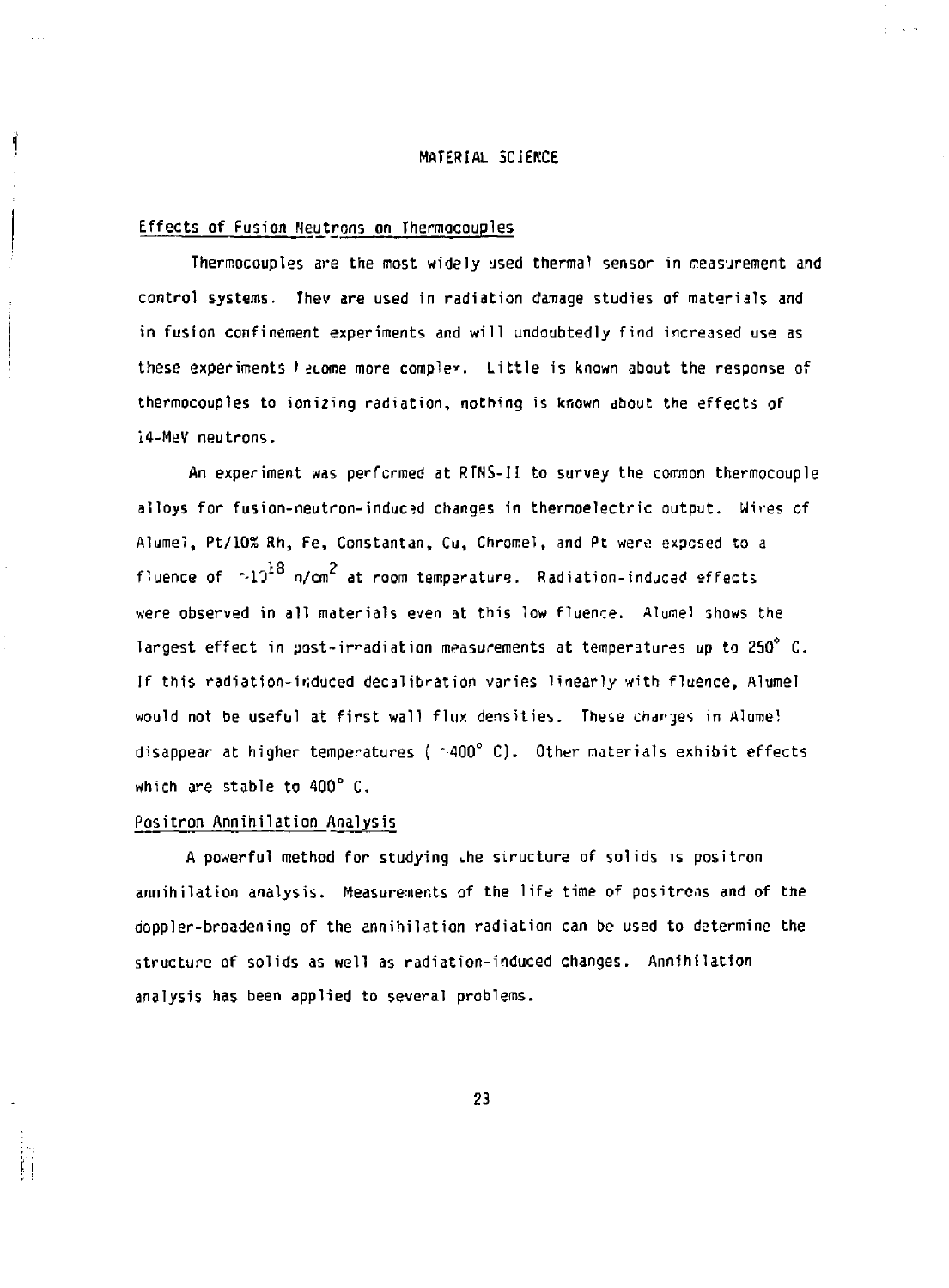# MATERIAL SCIENCE

## Effects of Fusion Neutrons on Thermocouples

Thermocouples are the most widely used thermal sensor in measurement and control systems. They are used in radiation damage studies of materials and in fusion confinement experiments and will undoubtedly find increased use as these experiments become more complex. Little is known about the response of thermocouples to ionizing radiation, nothing is known about the effects of 14-MeV neutrons.

An experiment was performed at RTNS-II to survey the common thermocouple alloys for fusion-neutron-induced changes in thermoelectric output. Wires of Alumel, Pt/10% Rh, Fe, Constantan, Cu, Chromel, and Pt were exposed to a fluence of $\sim 10^{18}$ n/cm$^2$ at room temperature. Radiation-induced effects were observed in all materials even at this low fluence. Alumel shows the largest effect in post-irradiation measurements at temperatures up to 250° C. If this radiation-induced decalibration varies linearly with fluence, Alumel would not be useful at first wall flux densities. These changes in Alumel disappear at higher temperatures ( ~400° C). Other materials exhibit effects which are stable to 400° C.

## Positron Annihilation Analysis

A powerful method for studying the structure of solids is positron annihilation analysis. Measurements of the life time of positrons and of the doppler-broadening of the annihilation radiation can be used to determine the structure of solids as well as radiation-induced changes. Annihilation analysis has been applied to several problems.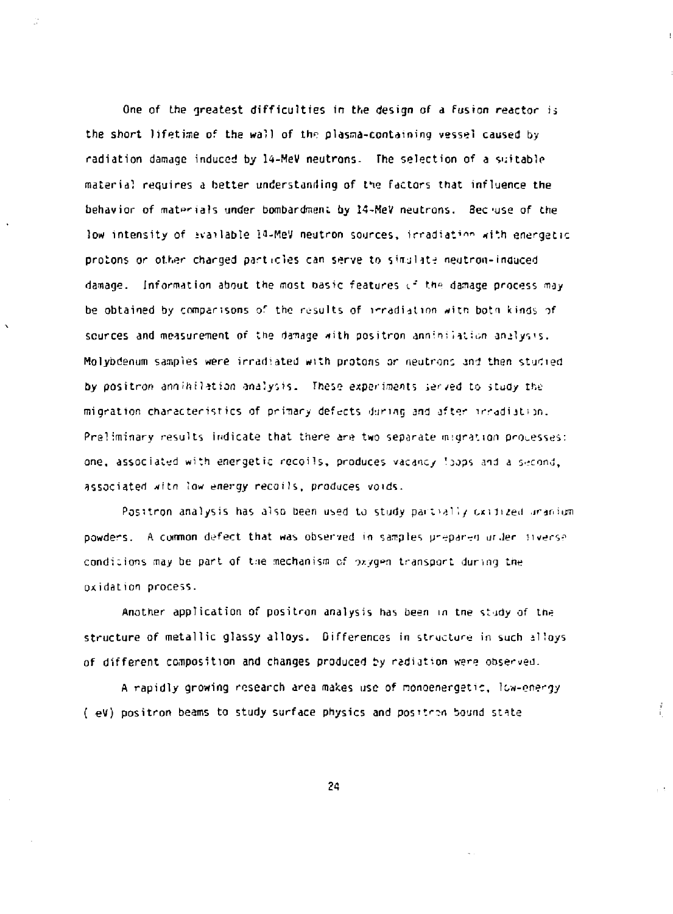One of the greatest difficulties in the design of a fusion reactor is the short lifetime of the wall of the plasma-containing vessel caused by radiation damage induced by 14-MeV neutrons. The selection of a suitable material requires a better understanding of the factors that influence the behavior of materials under bombardment by 14-MeV neutrons. Because of the low intensity of available 14-MeV neutron sources, irradiation with energetic protons or other charged particles can serve to simulate neutron-induced damage. Information about the most basic features of the damage process may be obtained by comparisons of the results of irradiation with both kinds of sources and measurement of the damage with positron annihilation analysis. Molybdenum samples were irradiated with protons or neutrons and then studied by positron annihilation analysis. These experiments served to study the migration characteristics of primary defects during and after irradiation. Preliminary results indicate that there are two separate migration processes: one, associated with energetic recoils, produces vacancy loops and a second, associated with low energy recoils, produces voids.

Positron analysis has also been used to study partially oxidized uranium powders. A common defect that was observed in samples prepared under diverse conditions may be part of the mechanism of oxygen transport during the oxidation process.

Another application of positron analysis has been in the study of the structure of metallic glassy alloys. Differences in structure in such alloys of different composition and changes produced by radiation were observed.

A rapidly growing research area makes use of monoenergetic, low-energy ( eV) positron beams to study surface physics and positron bound state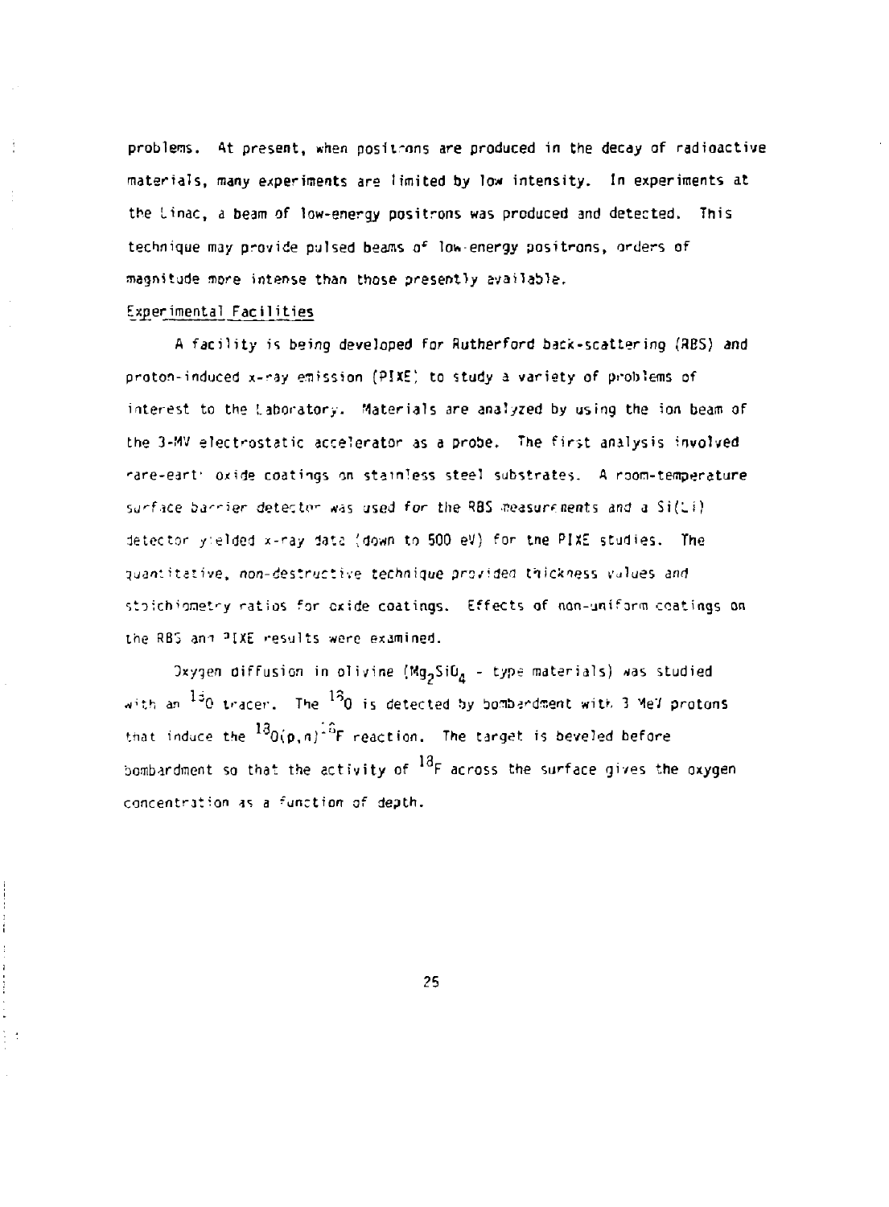problems. At present, when positrons are produced in the decay of radioactive materials, many experiments are limited by low intensity. In experiments at the Linac, a beam of low-energy positrons was produced and detected. This technique may provide pulsed beams of low-energy positrons, orders of magnitude more intense than those presently available.

Experimental Facilities

A facility is being developed for Rutherford back-scattering (RBS) and proton-induced x-ray emission (PIXE) to study a variety of problems of interest to the Laboratory. Materials are analyzed by using the ion beam of the 3-MV electrostatic accelerator as a probe. The first analysis involved rare-earth oxide coatings on stainless steel substrates. A room-temperature surface barrier detector was used for the RBS measurements and a Si(Li) detector yielded x-ray data (down to 500 eV) for the PIXE studies. The quantitative, non-destructive technique provided thickness values and stoichiometry ratios for oxide coatings. Effects of non-uniform coatings on the RBS and PIXE results were examined.

Oxygen diffusion in olivine ($Mg_2SiO_4$ - type materials) was studied with an $^{18}O$ tracer. The $^{18}O$ is detected by bombardment with 3 MeV protons that induce the $^{18}O(p,n)^{18}F$ reaction. The target is beveled before bombardment so that the activity of $^{18}F$ across the surface gives the oxygen concentration as a function of depth.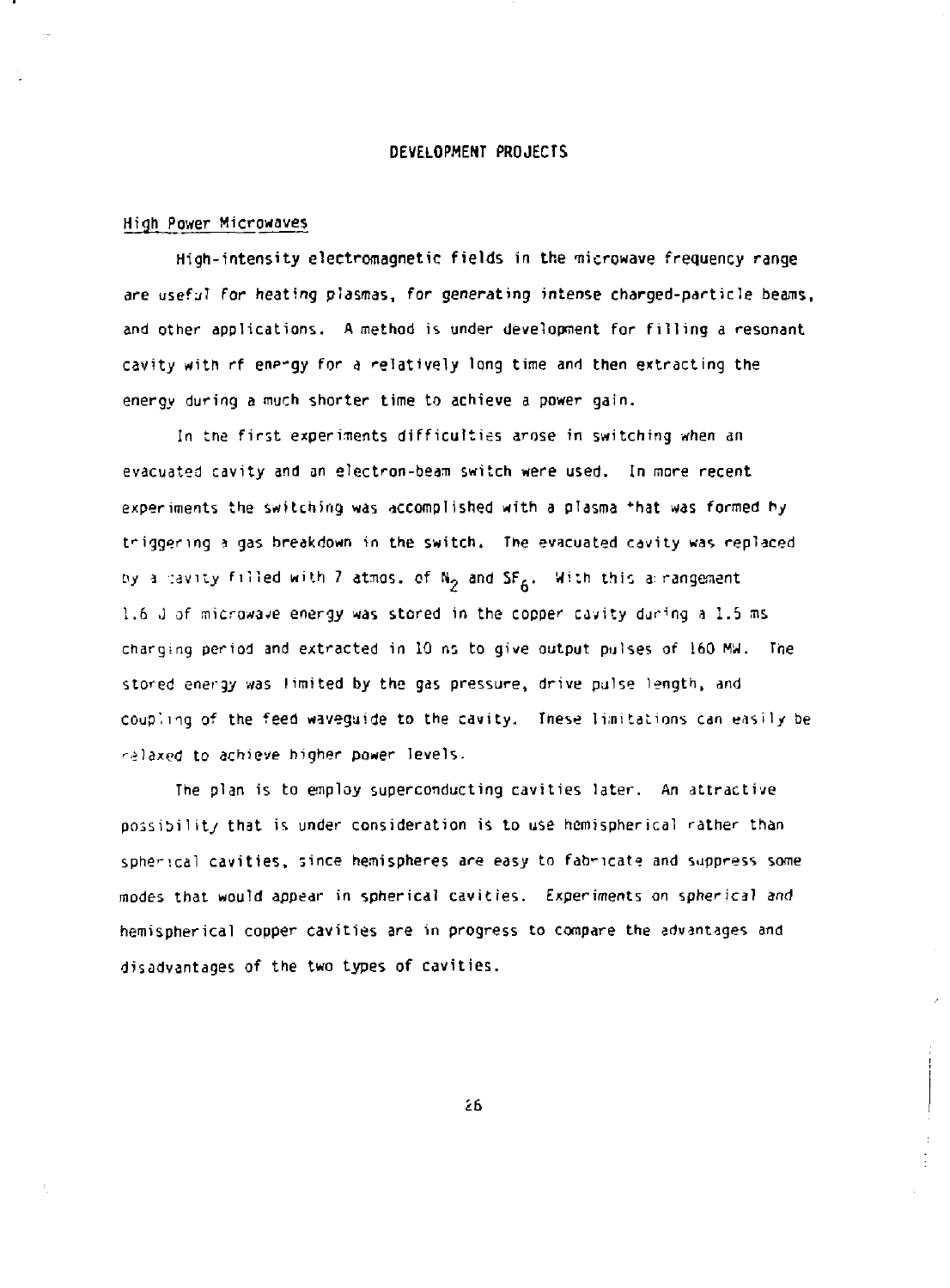# DEVELOPMENT PROJECTS

## High Power Microwaves

High-intensity electromagnetic fields in the microwave frequency range are useful for heating plasmas, for generating intense charged-particle beams, and other applications. A method is under development for filling a resonant cavity with rf energy for a relatively long time and then extracting the energy during a much shorter time to achieve a power gain.

In the first experiments difficulties arose in switching when an evacuated cavity and an electron-beam switch were used. In more recent experiments the switching was accomplished with a plasma that was formed by triggering a gas breakdown in the switch. The evacuated cavity was replaced by a cavity filled with 7 atmos. of $N_2$ and $SF_6$. With this arrangement 1.6 J of microwave energy was stored in the copper cavity during a 1.5 ms charging period and extracted in 10 ns to give output pulses of 160 MW. The stored energy was limited by the gas pressure, drive pulse length, and coupling of the feed waveguide to the cavity. These limitations can easily be relaxed to achieve higher power levels.

The plan is to employ superconducting cavities later. An attractive possibility that is under consideration is to use hemispherical rather than spherical cavities, since hemispheres are easy to fabricate and suppress some modes that would appear in spherical cavities. Experiments on spherical and hemispherical copper cavities are in progress to compare the advantages and disadvantages of the two types of cavities.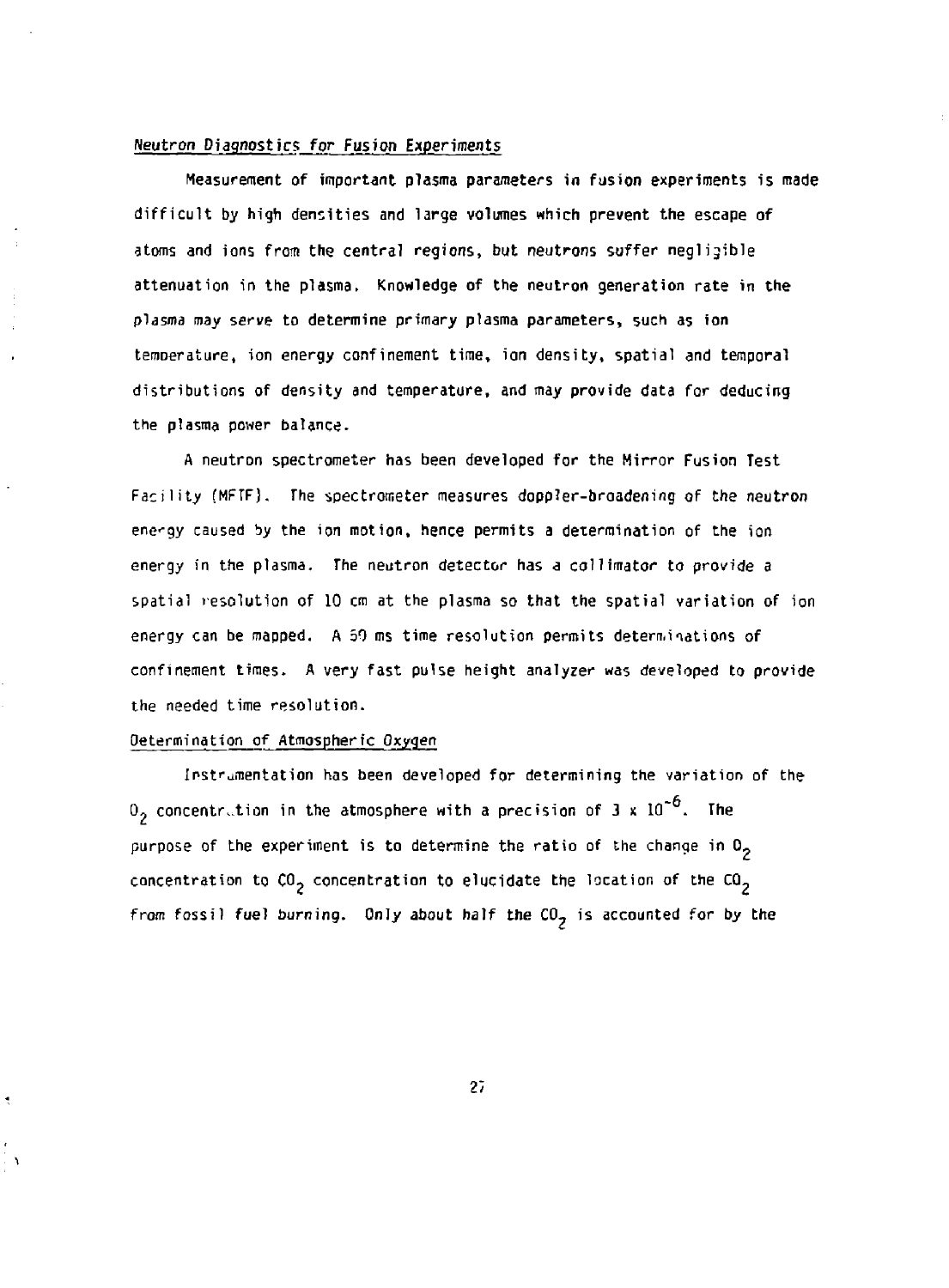## Neutron Diagnostics for Fusion Experiments

Measurement of important plasma parameters in fusion experiments is made difficult by high densities and large volumes which prevent the escape of atoms and ions from the central regions, but neutrons suffer negligible attenuation in the plasma. Knowledge of the neutron generation rate in the plasma may serve to determine primary plasma parameters, such as ion temperature, ion energy confinement time, ion density, spatial and temporal distributions of density and temperature, and may provide data for deducing the plasma power balance.

A neutron spectrometer has been developed for the Mirror Fusion Test Facility (MFTF). The spectrometer measures doppler-broadening of the neutron energy caused by the ion motion, hence permits a determination of the ion energy in the plasma. The neutron detector has a collimator to provide a spatial resolution of 10 cm at the plasma so that the spatial variation of ion energy can be mapped. A 50 ms time resolution permits determinations of confinement times. A very fast pulse height analyzer was developed to provide the needed time resolution.

## Determination of Atmospheric Oxygen

Instrumentation has been developed for determining the variation of the $O_2$ concentration in the atmosphere with a precision of $3 \times 10^{-6}$. The purpose of the experiment is to determine the ratio of the change in $O_2$ concentration to $CO_2$ concentration to elucidate the location of the $CO_2$ from fossil fuel burning. Only about half the $CO_2$ is accounted for by the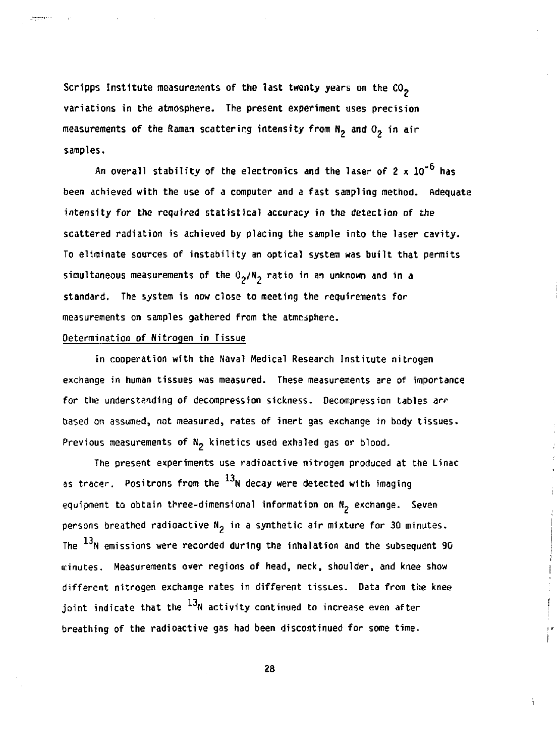Scripps Institute measurements of the last twenty years on the $CO_2$ variations in the atmosphere. The present experiment uses precision measurements of the Raman scattering intensity from $N_2$ and $O_2$ in air samples.

An overall stability of the electronics and the laser of $2 \times 10^{-6}$ has been achieved with the use of a computer and a fast sampling method. Adequate intensity for the required statistical accuracy in the detection of the scattered radiation is achieved by placing the sample into the laser cavity. To eliminate sources of instability an optical system was built that permits simultaneous measurements of the $O_2/N_2$ ratio in an unknown and in a standard. The system is now close to meeting the requirements for measurements on samples gathered from the atmosphere.

## Determination of Nitrogen in Tissue

In cooperation with the Naval Medical Research Institute nitrogen exchange in human tissues was measured. These measurements are of importance for the understanding of decompression sickness. Decompression tables are based on assumed, not measured, rates of inert gas exchange in body tissues. Previous measurements of $N_2$ kinetics used exhaled gas or blood.

The present experiments use radioactive nitrogen produced at the Linac as tracer. Positrons from the $^{13}N$ decay were detected with imaging equipment to obtain three-dimensional information on $N_2$ exchange. Seven persons breathed radioactive $N_2$ in a synthetic air mixture for 30 minutes. The $^{13}N$ emissions were recorded during the inhalation and the subsequent 90 minutes. Measurements over regions of head, neck, shoulder, and knee show different nitrogen exchange rates in different tissues. Data from the knee joint indicate that the $^{13}N$ activity continued to increase even after breathing of the radioactive gas had been discontinued for some time.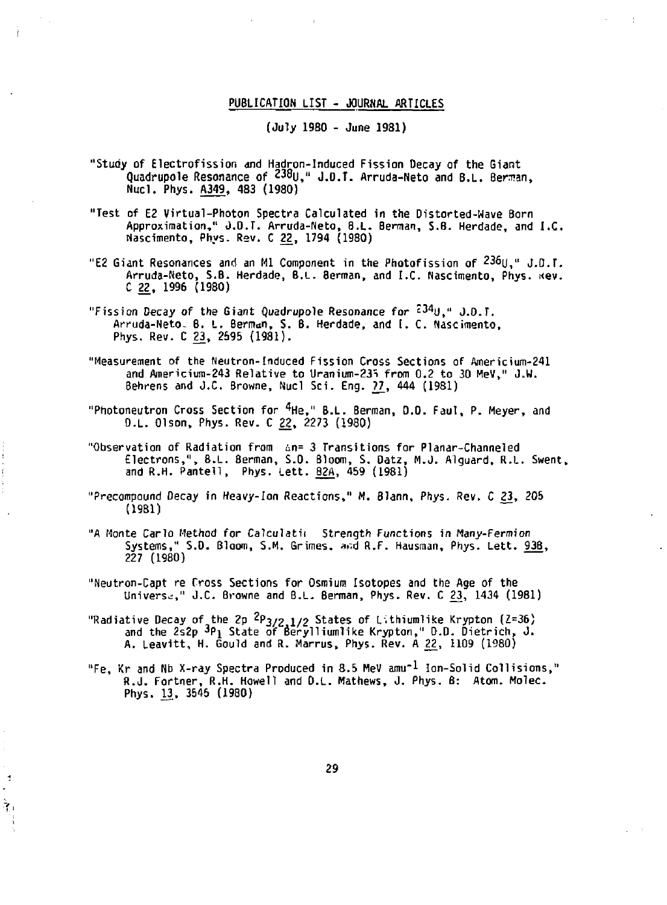## PUBLICATION LIST - JOURNAL ARTICLES

(July 1980 - June 1981)

"Study of Electrofission and Hadron-Induced Fission Decay of the Giant Quadrupole Resonance of $^{238}U$," J.D.T. Arruda-Neto and B.L. Berman, Nucl. Phys. A349, 483 (1980)

"Test of E2 Virtual-Photon Spectra Calculated in the Distorted-Wave Born Approximation," J.D.T. Arruda-Neto, B.L. Berman, S.B. Herdade, and I.C. Nascimento, Phys. Rev. C 22, 1794 (1980)

"E2 Giant Resonances and an M1 Component in the Photofission of $^{236}U$," J.D.T. Arruda-Neto, S.B. Herdade, B.L. Berman, and I.C. Nascimento, Phys. Rev. C 22, 1996 (1980)

"Fission Decay of the Giant Quadrupole Resonance for $^{234}U$," J.D.T. Arruda-Neto, B. L. Berman, S. B. Herdade, and I. C. Nascimento, Phys. Rev. C 23, 2595 (1981).

"Measurement of the Neutron-Induced Fission Cross Sections of Americium-241 and Americium-243 Relative to Uranium-235 from 0.2 to 30 MeV," J.W. Behrens and J.C. Browne, Nucl Sci. Eng. 77, 444 (1981)

"Photoneutron Cross Section for $^{4}He$," B.L. Berman, D.D. Faul, P. Meyer, and D.L. Olson, Phys. Rev. C 22, 2273 (1980)

"Observation of Radiation from $\Delta n$= 3 Transitions for Planar-Channeled Electrons,", B.L. Berman, S.D. Bloom, S. Datz, M.J. Alguard, R.L. Swent, and R.H. Pantell, Phys. Lett. 82A, 459 (1981)

"Precompound Decay in Heavy-Ion Reactions," M. Blann, Phys. Rev. C 23, 205 (1981)

"A Monte Carlo Method for Calculati Strength Functions in Many-Fermion Systems," S.D. Bloom, S.M. Grimes, and R.F. Hausman, Phys. Lett. 93B, 227 (1980)

"Neutron-Capt re Cross Sections for Osmium Isotopes and the Age of the Universe," J.C. Browne and B.L. Berman, Phys. Rev. C 23, 1434 (1981)

"Radiative Decay of the 2p $^{2}P_{3/2,1/2}$ States of Lithiumlike Krypton (Z=36) and the 2s2p $^{3}P_{1}$ State of Berylliumlike Krypton," D.D. Dietrich, J. A. Leavitt, H. Gould and R. Marrus, Phys. Rev. A 22, 1109 (1980)

"Fe, Kr and Nb X-ray Spectra Produced in 8.5 MeV $amu^{-1}$ Ion-Solid Collisions," R.J. Fortner, R.H. Howell and D.L. Mathews, J. Phys. B: Atom. Molec. Phys. 13, 3545 (1980)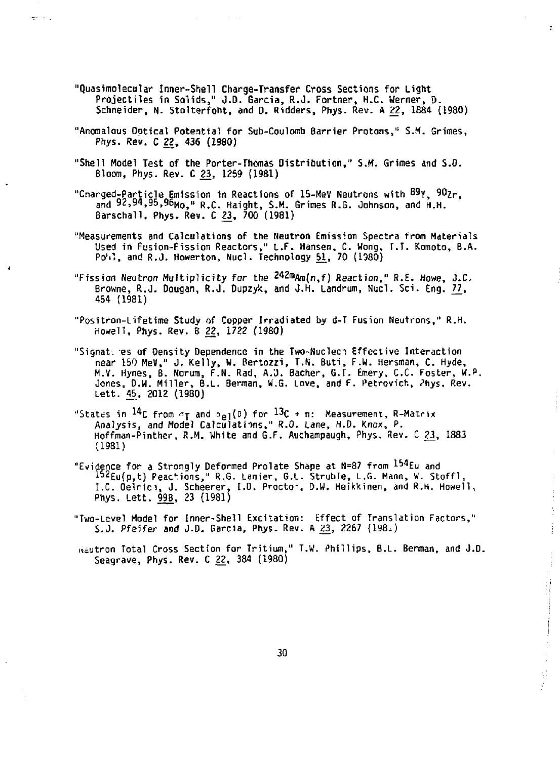"Quasimolecular Inner-Shell Charge-Transfer Cross Sections for Light Projectiles in Solids," J.D. Garcia, R.J. Fortner, H.C. Werner, D. Schneider, N. Stolterfoht, and D. Ridders, Phys. Rev. A 22, 1884 (1980)

"Anomalous Optical Potential for Sub-Coulomb Barrier Protons," S.M. Grimes, Phys. Rev. C 22, 436 (1980)

"Shell Model Test of the Porter-Thomas Distribution," S.M. Grimes and S.D. Bloom, Phys. Rev. C 23, 1259 (1981)

"Charged-Particle Emission in Reactions of 15-MeV Neutrons with $^{89}$Y, $^{90}$Zr, and $^{92,94,95,96}$Mo," R.C. Haight, S.M. Grimes R.G. Johnson, and H.H. Barschall, Phys. Rev. C 23, 700 (1981)

"Measurements and Calculations of the Neutron Emission Spectra from Materials Used in Fusion-Fission Reactors," L.F. Hansen, C. Wong, T.T. Komoto, B.A. Pohl, and R.J. Howerton, Nucl. Technology 51, 70 (1980)

"Fission Neutron Multiplicity for the $^{242m}$Am(n,f) Reaction," R.E. Howe, J.C. Browne, R.J. Dougan, R.J. Dupzyk, and J.H. Landrum, Nucl. Sci. Eng. 77, 454 (1981)

"Positron-Lifetime Study of Copper Irradiated by d-T Fusion Neutrons," R.H. Howell, Phys. Rev. B 22, 1722 (1980)

"Signatures of Density Dependence in the Two-Nucleon Effective Interaction near 150 MeV," J. Kelly, W. Bertozzi, T.N. Buti, F.W. Hersman, C. Hyde, M.V. Hynes, B. Norum, F.N. Rad, A.D. Bacher, G.T. Emery, C.C. Foster, W.P. Jones, D.W. Miller, B.L. Berman, W.G. Love, and F. Petrovich, Phys. Rev. Lett. 45, 2012 (1980)

"States in $^{14}$C from $\sigma_T$ and $\sigma_{el}(\theta)$ for $^{13}$C + n: Measurement, R-Matrix Analysis, and Model Calculations," R.O. Lane, H.D. Knox, P. Hoffman-Pinther, R.M. White and G.F. Auchampaugh, Phys. Rev. C 23, 1883 (1981)

"Evidence for a Strongly Deformed Prolate Shape at N=87 from $^{154}$Eu and $^{152}$Eu(p,t) Reactions," R.G. Lanier, G.L. Struble, L.G. Mann, W. Stoffl, I.C. Oelrich, J. Scheerer, I.D. Proctor, D.W. Heikkinen, and R.H. Howell, Phys. Lett. 99B, 23 (1981)

"Two-Level Model for Inner-Shell Excitation: Effect of Translation Factors," S.J. Pfeifer and J.D. Garcia, Phys. Rev. A 23, 2267 (1981)

"Neutron Total Cross Section for Tritium," T.W. Phillips, B.L. Berman, and J.D. Seagrave, Phys. Rev. C 22, 384 (1980)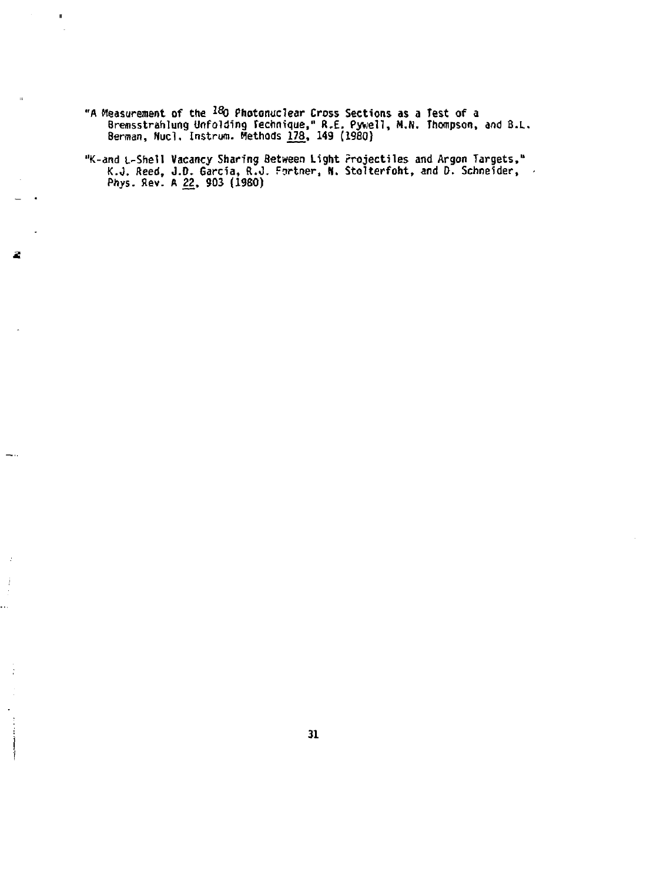"A Measurement of the $^{18}O$ Photonuclear Cross Sections as a Test of a Bremsstrahlung Unfolding Technique," R.E. Pywell, M.N. Thompson, and B.L. Berman, Nucl. Instrum. Methods 178, 149 (1980)

"K-and L-Shell Vacancy Sharing Between Light Projectiles and Argon Targets," K.J. Reed, J.D. Garcia, R.J. Fortner, N. Stolterfoht, and D. Schneider, Phys. Rev. A 22, 903 (1980)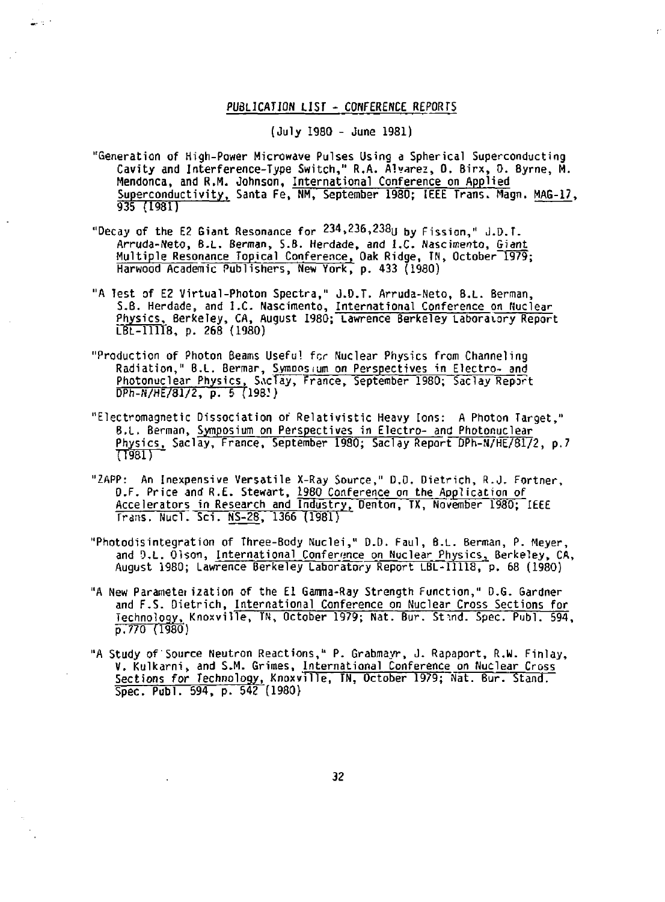## PUBLICATION LIST - CONFERENCE REPORTS

(July 1980 - June 1981)

"Generation of High-Power Microwave Pulses Using a Spherical Superconducting Cavity and Interference-Type Switch," R.A. Alvarez, D. Birx, D. Byrne, M. Mendonca, and R.M. Johnson, International Conference on Applied Superconductivity, Santa Fe, NM, September 1980; IEEE Trans. Magn. MAG-17, 935 (1981)

"Decay of the E2 Giant Resonance for $^{234,236,238}U$ by Fission," J.D.T. Arruda-Neto, B.L. Berman, S.B. Herdade, and I.C. Nascimento, Giant Multiple Resonance Topical Conference, Oak Ridge, TN, October 1979; Harwood Academic Publishers, New York, p. 433 (1980)

"A Test of E2 Virtual-Photon Spectra," J.D.T. Arruda-Neto, B.L. Berman, S.B. Herdade, and I.C. Nascimento, International Conference on Nuclear Physics, Berkeley, CA, August 1980; Lawrence Berkeley Laboratory Report LBL-11118, p. 268 (1980)

"Production of Photon Beams Useful for Nuclear Physics from Channeling Radiation," B.L. Berman, Symposium on Perspectives in Electro- and Photonuclear Physics, Saclay, France, September 1980; Saclay Report DPh-N/HE/81/2, p. 5 (1981)

"Electromagnetic Dissociation of Relativistic Heavy Ions: A Photon Target," B.L. Berman, Symposium on Perspectives in Electro- and Photonuclear Physics, Saclay, France, September 1980; Saclay Report DPh-N/HE/81/2, p.7 (1981)

"ZAPP: An Inexpensive Versatile X-Ray Source," D.D. Dietrich, R.J. Fortner, D.F. Price and R.E. Stewart, 1980 Conference on the Application of Accelerators in Research and Industry, Denton, TX, November 1980; IEEE Trans. Nucl. Sci. NS-28, 1366 (1981)

"Photodisintegration of Three-Body Nuclei," D.D. Faul, B.L. Berman, P. Meyer, and D.L. Olson, International Conference on Nuclear Physics, Berkeley, CA, August 1980; Lawrence Berkeley Laboratory Report LBL-11118, p. 68 (1980)

"A New Parameterization of the E1 Gamma-Ray Strength Function," D.G. Gardner and F.S. Dietrich, International Conference on Nuclear Cross Sections for Technology, Knoxville, TN, October 1979; Nat. Bur. Stand. Spec. Publ. 594, p.770 (1980)

"A Study of Source Neutron Reactions," P. Grabmayr, J. Rapaport, R.W. Finlay, V. Kulkarni, and S.M. Grimes, International Conference on Nuclear Cross Sections for Technology, Knoxville, TN, October 1979; Nat. Bur. Stand. Spec. Publ. 594, p. 542 (1980)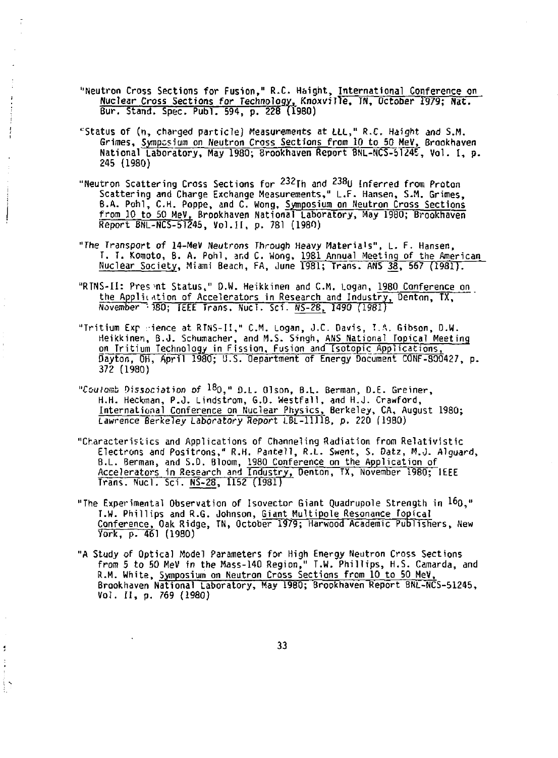"Neutron Cross Sections for Fusion," R.C. Haight, International Conference on Nuclear Cross Sections for Technology, Knoxville, TN, October 1979; Nat. Bur. Stand. Spec. Publ. 594, p. 228 (1980)

"Status of (n, charged particle) Measurements at LLL," R.C. Haight and S.M. Grimes, Symposium on Neutron Cross Sections from 10 to 50 MeV, Brookhaven National Laboratory, May 1980; Brookhaven Report BNL-NCS-51245, Vol. I, p. 245 (1980)

"Neutron Scattering Cross Sections for $^{232}$Th and $^{238}$U Inferred from Proton Scattering and Charge Exchange Measurements," L.F. Hansen, S.M. Grimes, B.A. Pohl, C.H. Poppe, and C. Wong, Symposium on Neutron Cross Sections from 10 to 50 MeV, Brookhaven National Laboratory, May 1980; Brookhaven Report BNL-NCS-51245, Vol. II, p. 781 (1980)

"The Transport of 14-MeV Neutrons Through Heavy Materials", L. F. Hansen, T. T. Komoto, B. A. Pohl, and C. Wong, 1981 Annual Meeting of the American Nuclear Society, Miami Beach, FA, June 1981; Trans. ANS 38, 567 (1981).

"RTNS-II: Present Status," D.W. Heikkinen and C.M. Logan, 1980 Conference on the Application of Accelerators in Research and Industry, Denton, TX, November 1980; IEEE Trans. Nucl. Sci. NS-28, 1490 (1981)

"Tritium Experience at RTNS-II," C.M. Logan, J.C. Davis, T.A. Gibson, D.W. Heikkinen, B.J. Schumacher, and M.S. Singh, ANS National Topical Meeting on Tritium Technology in Fission, Fusion and Isotopic Applications, Dayton, OH, April 1980; U.S. Department of Energy Document CONF-800427, p. 372 (1980)

"Coulomb Dissociation of $^{18}$O," D.L. Olson, B.L. Berman, D.E. Greiner, H.H. Heckman, P.J. Lindstrom, G.D. Westfall, and H.J. Crawford, International Conference on Nuclear Physics, Berkeley, CA, August 1980; Lawrence Berkeley Laboratory Report LBL-11118, p. 220 (1980)

"Characteristics and Applications of Channeling Radiation from Relativistic Electrons and Positrons," R.H. Pantell, R.L. Swent, S. Datz, M.J. Alguard, B.L. Berman, and S.D. Bloom, 1980 Conference on the Application of Accelerators in Research and Industry, Denton, TX, November 1980; IEEE Trans. Nucl. Sci. NS-28, 1152 (1981)

"The Experimental Observation of Isovector Giant Quadrupole Strength in $^{16}$O," T.W. Phillips and R.G. Johnson, Giant Multipole Resonance Topical Conference, Oak Ridge, TN, October 1979; Harwood Academic Publishers, New York, p. 461 (1980)

"A Study of Optical Model Parameters for High Energy Neutron Cross Sections from 5 to 50 MeV in the Mass-140 Region," T.W. Phillips, H.S. Camarda, and R.M. White, Symposium on Neutron Cross Sections from 10 to 50 MeV, Brookhaven National Laboratory, May 1980; Brookhaven Report BNL-NCS-51245, Vol. II, p. 769 (1980)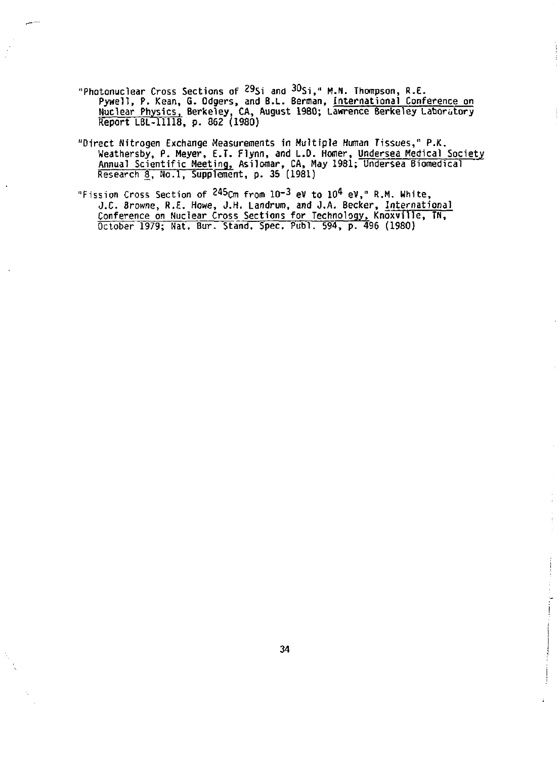"Photonuclear Cross Sections of $^{29}$Si and $^{30}$Si," M.N. Thompson, R.E. Pywell, P. Kean, G. Odgers, and B.L. Berman, International Conference on Nuclear Physics, Berkeley, CA, August 1980; Lawrence Berkeley Laboratory Report LBL-11118, p. 862 (1980)

"Direct Nitrogen Exchange Measurements in Multiple Human Tissues," P.K. Weathersby, P. Meyer, E.T. Flynn, and L.D. Homer, Undersea Medical Society Annual Scientific Meeting, Asilomar, CA, May 1981; Undersea Biomedical Research 8, No.1, Supplement, p. 35 (1981)

"Fission Cross Section of $^{245}$Cm from $10^{-3}$ eV to $10^{4}$ eV," R.M. White, J.C. Browne, R.E. Howe, J.H. Landrum, and J.A. Becker, International Conference on Nuclear Cross Sections for Technology, Knoxville, TN, October 1979; Nat. Bur. Stand. Spec. Publ. 594, p. 496 (1980)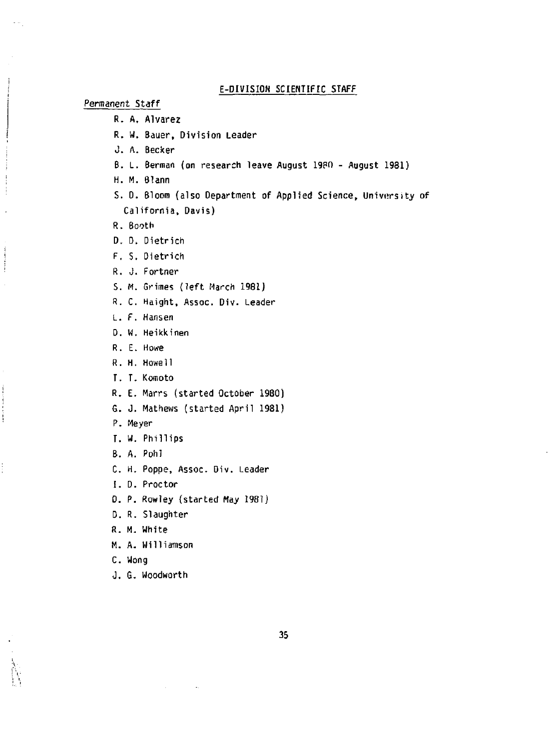## E-DIVISION SCIENTIFIC STAFF

*Permanent Staff*

- R. A. Alvarez
- R. W. Bauer, Division Leader
- J. A. Becker
- B. L. Berman (on research leave August 1980 - August 1981)
- H. M. Blann
- S. D. Bloom (also Department of Applied Science, University of California, Davis)
- R. Booth
- D. D. Dietrich
- F. S. Dietrich
- R. J. Fortner
- S. M. Grimes (left March 1981)
- R. C. Haight, Assoc. Div. Leader
- L. F. Hansen
- D. W. Heikkinen
- R. E. Howe
- R. H. Howell
- T. T. Komoto
- R. E. Marrs (started October 1980)
- G. J. Mathews (started April 1981)
- P. Meyer
- T. W. Phillips
- B. A. Pohl
- C. H. Poppe, Assoc. Div. Leader
- I. D. Proctor
- D. P. Rowley (started May 1981)
- D. R. Slaughter
- R. M. White
- M. A. Williamson
- C. Wong
- J. G. Woodworth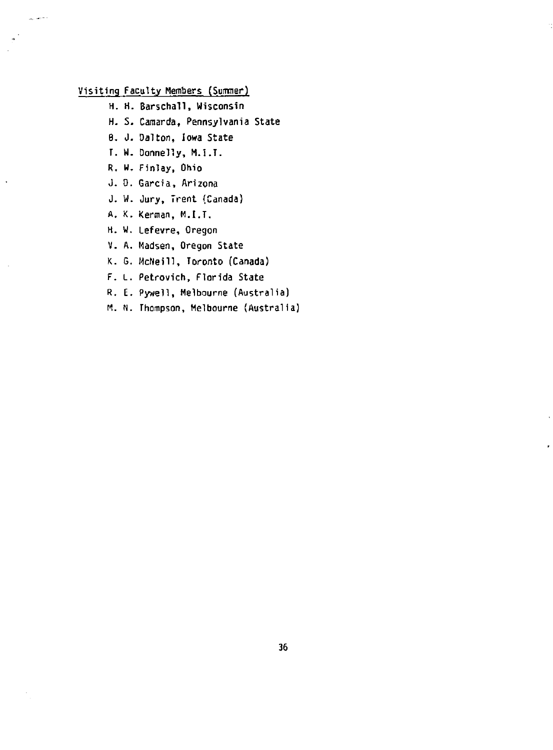Visiting Faculty Members (Summer)

- H. H. Barschall, Wisconsin
- H. S. Camarda, Pennsylvania State
- B. J. Dalton, Iowa State
- T. W. Donnelly, M.I.T.
- R. W. Finlay, Ohio
- J. D. Garcia, Arizona
- J. W. Jury, Trent (Canada)
- A. K. Kerman, M.I.T.
- H. W. Lefevre, Oregon
- V. A. Madsen, Oregon State
- K. G. McNeill, Toronto (Canada)
- F. L. Petrovich, Florida State
- R. E. Pywell, Melbourne (Australia)
- M. N. Thompson, Melbourne (Australia)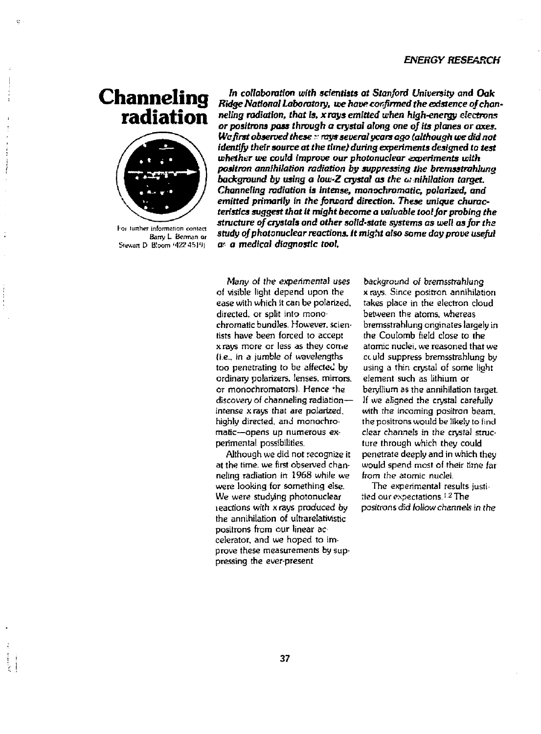# Channeling radiation

For further information contact Barry L. Berman or Stewart D. Bloom (422-4519)

***In collaboration with scientists at Stanford University and Oak Ridge National Laboratory, we have confirmed the existence of channeling radiation, that is, x rays emitted when high-energy electrons or positrons pass through a crystal along one of its planes or axes. We first observed these x rays several years ago (although we did not identify their source at the time) during experiments designed to test whether we could improve our photonuclear experiments with positron annihilation radiation by suppressing the bremsstrahlung background by using a low-Z crystal as the annihilation target. Channeling radiation is intense, monochromatic, polarized, and emitted primarily in the forward direction. These unique characteristics suggest that it might become a valuable tool for probing the structure of crystals and other solid-state systems as well as for the study of photonuclear reactions. It might also some day prove useful as a medical diagnostic tool.***

Many of the experimental uses of visible light depend upon the ease with which it can be polarized, directed, or split into monochromatic bundles. However, scientists have been forced to accept x rays more or less as they come (i.e., in a jumble of wavelengths too penetrating to be affected by ordinary polarizers, lenses, mirrors, or monochromators). Hence the discovery of channeling radiation—intense x rays that are polarized, highly directed, and monochromatic—opens up numerous experimental possibilities.

Although we did not recognize it at the time, we first observed channeling radiation in 1968 while we were looking for something else. We were studying photonuclear reactions with x rays produced by the annihilation of ultrarelativistic positrons from our linear accelerator, and we hoped to improve these measurements by suppressing the ever-present background of bremsstrahlung x rays. Since positron annihilation takes place in the electron cloud between the atoms, whereas bremsstrahlung originates largely in the Coulomb field close to the atomic nuclei, we reasoned that we could suppress bremsstrahlung by using a thin crystal of some light element such as lithium or beryllium as the annihilation target. If we aligned the crystal carefully with the incoming positron beam, the positrons would be likely to find clear channels in the crystal structure through which they could penetrate deeply and in which they would spend most of their time far from the atomic nuclei.

The experimental results justified our expectations.[1,2] The positrons did follow channels in the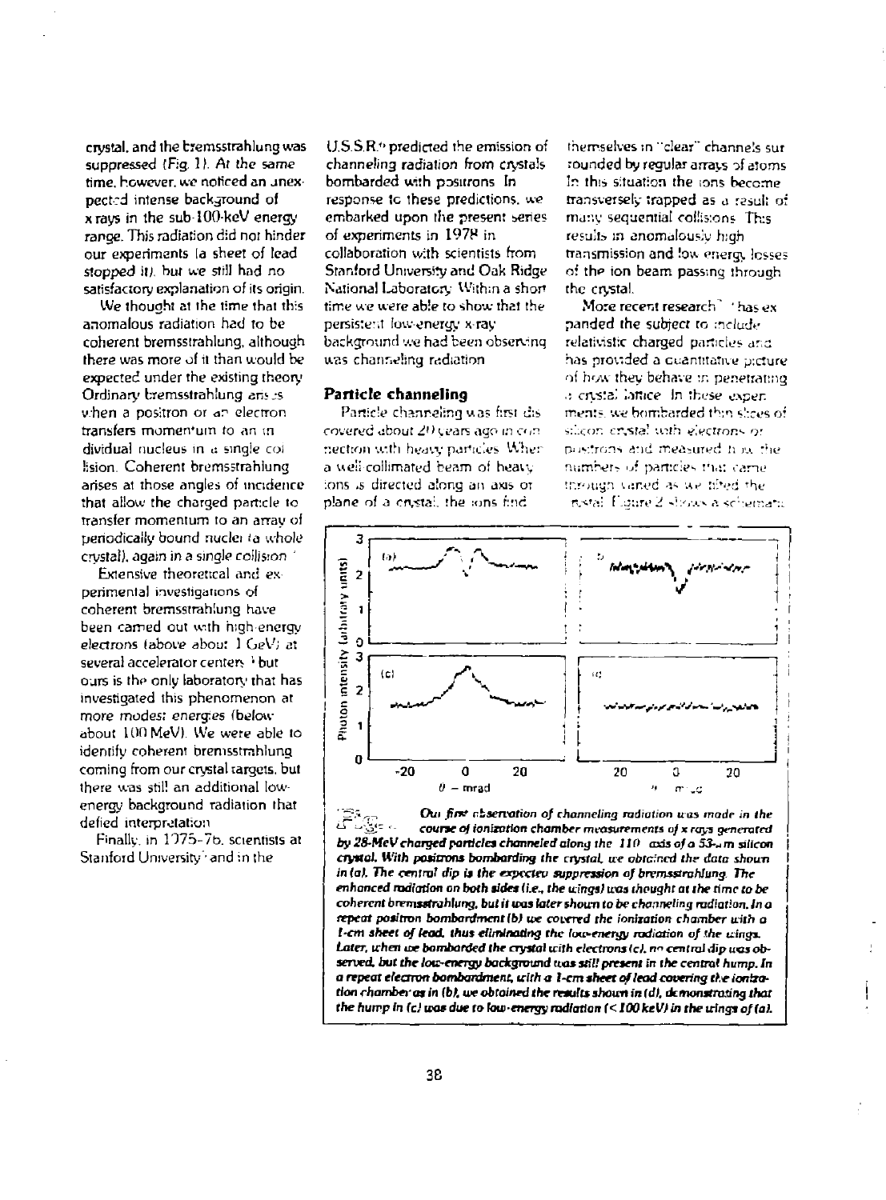crystal, and the bremsstrahlung was suppressed (Fig. 1). At the same time, however, we noticed an unexpected intense background of x rays in the sub-100-keV energy range. This radiation did not hinder our experiments (a sheet of lead stopped it), but we still had no satisfactory explanation of its origin.

We thought at the time that this anomalous radiation had to be coherent bremsstrahlung, although there was more of it than would be expected under the existing theory. Ordinary bremsstrahlung arises when a positron or an electron transfers momentum to an individual nucleus in a single collision. Coherent bremsstrahlung arises at those angles of incidence that allow the charged particle to transfer momentum to an array of periodically bound nuclei (a whole crystal), again in a single collision.

Extensive theoretical and experimental investigations of coherent bremsstrahlung have been carried out with high-energy electrons (above about 1 GeV) at several accelerator centers,[3] but ours is the only laboratory that has investigated this phenomenon at more modest energies (below about 100 MeV). We were able to identify coherent bremsstrahlung coming from our crystal targets, but there was still an additional low-energy background radiation that defied interpretation.

Finally, in 1975-76, scientists at Stanford University[5] and in the U.S.S.R.[6] predicted the emission of channeling radiation from crystals bombarded with positrons. In response to these predictions, we embarked upon the present series of experiments in 1978 in collaboration with scientists from Stanford University and Oak Ridge National Laboratory. Within a short time we were able to show that the persistent low-energy x-ray background we had been observing was channeling radiation.

## Particle channeling

Particle channeling was first discovered about 20 years ago in connection with heavy particles. When a well-collimated beam of heavy ions is directed along an axis or plane of a crystal, the ions find themselves in "clear" channels surrounded by regular arrays of atoms. In this situation the ions become transversely trapped as a result of many sequential collisions. This results in anomalously high transmission and low energy losses of the ion beam passing through the crystal.

More recent research[7] has expanded the subject to include relativistic charged particles and has provided a quantitative picture of how they behave in penetrating a crystal lattice. In these experiments we bombarded thin slices of silicon crystal with electrons or positrons and measured how the numbers of particles that came through varied as we tilted the crystal. Figure 2 shows a schematic

**Fig. 1.** Our first observation of channeling radiation was made in the course of ionization chamber measurements of x rays generated by 28-MeV charged particles channeled along the 110 axis of a 53-μm silicon crystal. With positrons bombarding the crystal, we obtained the data shown in (a). The central dip is the expected suppression of bremsstrahlung. The enhanced radiation on both sides (i.e., the wings) was thought at the time to be coherent bremsstrahlung, but it was later shown to be channeling radiation. In a repeat positron bombardment (b) we covered the ionization chamber with a 1-cm sheet of lead, thus eliminating the low-energy radiation of the wings. Later, when we bombarded the crystal with electrons (c), no central dip was observed, but the low-energy background was still present in the central hump. In a repeat electron bombardment, with a 1-cm sheet of lead covering the ionization chamber as in (b), we obtained the results shown in (d), demonstrating that the hump in (c) was due to low-energy radiation (< 100 keV) in the wings of (a).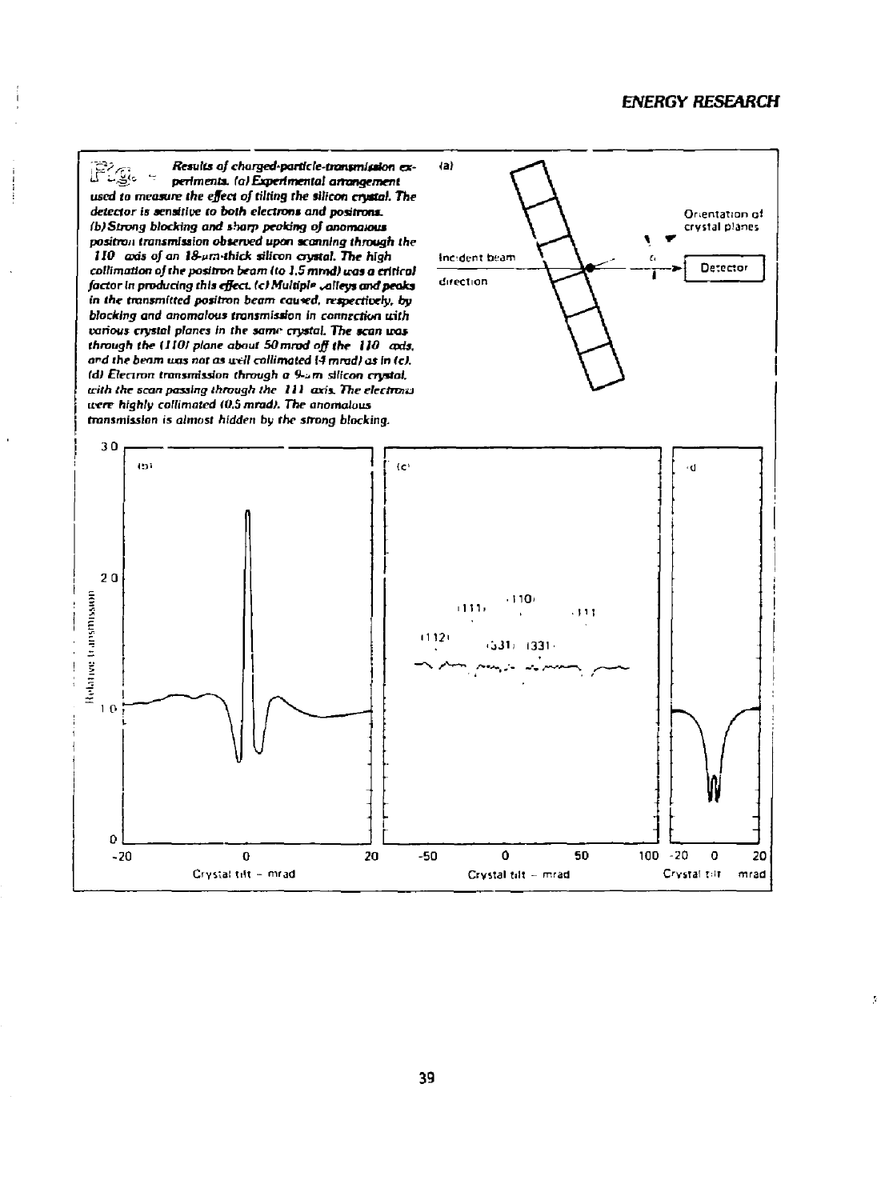*Fig. — Results of charged-particle-transmission experiments. (a) Experimental arrangement used to measure the effect of tilting the silicon crystal. The detector is sensitive to both electrons and positrons. (b) Strong blocking and sharp peaking of anomalous positron transmission observed upon scanning through the 110 axis of an 18-μm-thick silicon crystal. The high collimation of the positron beam (to 1.5 mrad) was a critical factor in producing this effect. (c) Multiple valleys and peaks in the transmitted positron beam caused, respectively, by blocking and anomalous transmission in connection with various crystal planes in the same crystal. The scan was through the (110) plane about 50 mrad off the 110 axis, and the beam was not as well collimated (4 mrad) as in (c). (d) Electron transmission through a 9-μm silicon crystal, with the scan passing through the 111 axis. The electrons were highly collimated (0.5 mrad). The anomalous transmission is almost hidden by the strong blocking.*

(a) Incident beam direction — Orientation of crystal planes — Detector

(b) Relative transmission vs. Crystal tilt – mrad

(c) (112) (111) (110) (531) (331) (111) — Crystal tilt – mrad

(d) Crystal tilt – mrad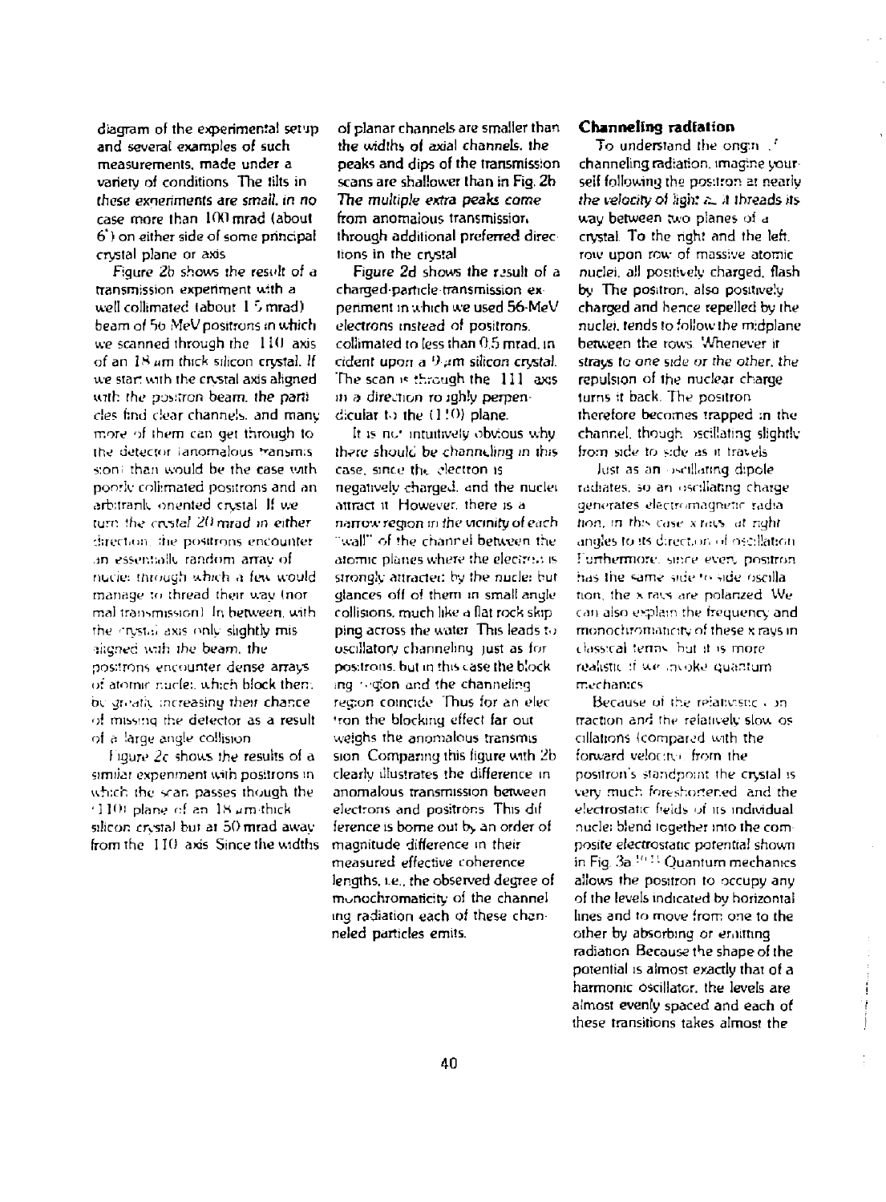diagram of the experimental setup and several examples of such measurements, made under a variety of conditions. The tilts in these experiments are small, in no case more than 100 mrad (about 6°) on either side of some principal crystal plane or axis.

Figure 2b shows the result of a transmission experiment with a well collimated (about 1.5 mrad) beam of 56 MeV positrons in which we scanned through the ⟨110⟩ axis of an 18 μm thick silicon crystal. If we start with the crystal axis aligned with the positron beam, the particles find clear channels, and many more of them can get through to the detector (anomalous transmission) than would be the case with poorly collimated positrons and an arbitrarily oriented crystal. If we turn the crystal 20 mrad in either direction, the positrons encounter an essentially random array of nuclei through which a few would manage to thread their way (normal transmission). In between, with the crystal axis only slightly misaligned with the beam, the positrons encounter dense arrays of atomic nuclei, which block them, by greatly increasing their chance of missing the detector as a result of a large angle collision.

Figure 2c shows the results of a similar experiment with positrons in which the scan passes though the (110) plane of an 18 μm-thick silicon crystal but at 50 mrad away from the ⟨110⟩ axis. Since the widths of planar channels are smaller than the widths of axial channels, the peaks and dips of the transmission scans are shallower than in Fig. 2b. The multiple extra peaks come from anomalous transmission through additional preferred directions in the crystal.

Figure 2d shows the result of a charged-particle-transmission experiment in which we used 56-MeV electrons instead of positrons, collimated to less than 0.5 mrad, incident upon a 9 μm silicon crystal. The scan is through the ⟨111⟩ axis in a direction roughly perpendicular to the (110) plane.

It is not intuitively obvious why there should be channeling in this case, since the electron is negatively charged, and the nuclei attract it. However, there is a narrow region in the vicinity of each "wall" of the channel between the atomic planes where the electron is strongly attracted by the nuclei but glances off of them in small angle collisions, much like a flat rock skipping across the water. This leads to oscillatory channeling just as for positrons, but in this case the blocking region and the channeling region coincide. Thus for an electron the blocking effect far outweighs the anomalous transmission. Comparing this figure with 2b clearly illustrates the difference in anomalous transmission between electrons and positrons. This difference is borne out by an order of magnitude difference in their measured effective coherence lengths, i.e., the observed degree of monochromaticity of the channeling radiation each of these channeled particles emits.

## Channeling radiation

To understand the origin of channeling radiation, imagine yourself following the positron at nearly the velocity of light as it threads its way between two planes of a crystal. To the right and the left, row upon row of massive atomic nuclei, all positively charged, flash by. The positron, also positively charged and hence repelled by the nuclei, tends to follow the midplane between the rows. Whenever it strays to one side or the other, the repulsion of the nuclear charge turns it back. The positron therefore becomes trapped in the channel, though oscillating slightly from side to side as it travels.

Just as an oscillating dipole radiates, so an oscillating charge generates electromagnetic radiation, in this case x rays, at right angles to its direction of oscillation. Furthermore, since every positron has the same side to side oscillation, the x rays are polarized. We can also explain the frequency and monochromaticity of these x rays in classical terms, but it is more realistic if we invoke quantum mechanics.

Because of the relativistic contraction and the relatively slow oscillations (compared with the forward velocity) from the positron's standpoint the crystal is very much foreshortened, and the electrostatic fields of its individual nuclei blend together into the composite electrostatic potential shown in Fig. 3a.[10,11] Quantum mechanics allows the positron to occupy any of the levels indicated by horizontal lines and to move from one to the other by absorbing or emitting radiation. Because the shape of the potential is almost exactly that of a harmonic oscillator, the levels are almost evenly spaced and each of these transitions takes almost the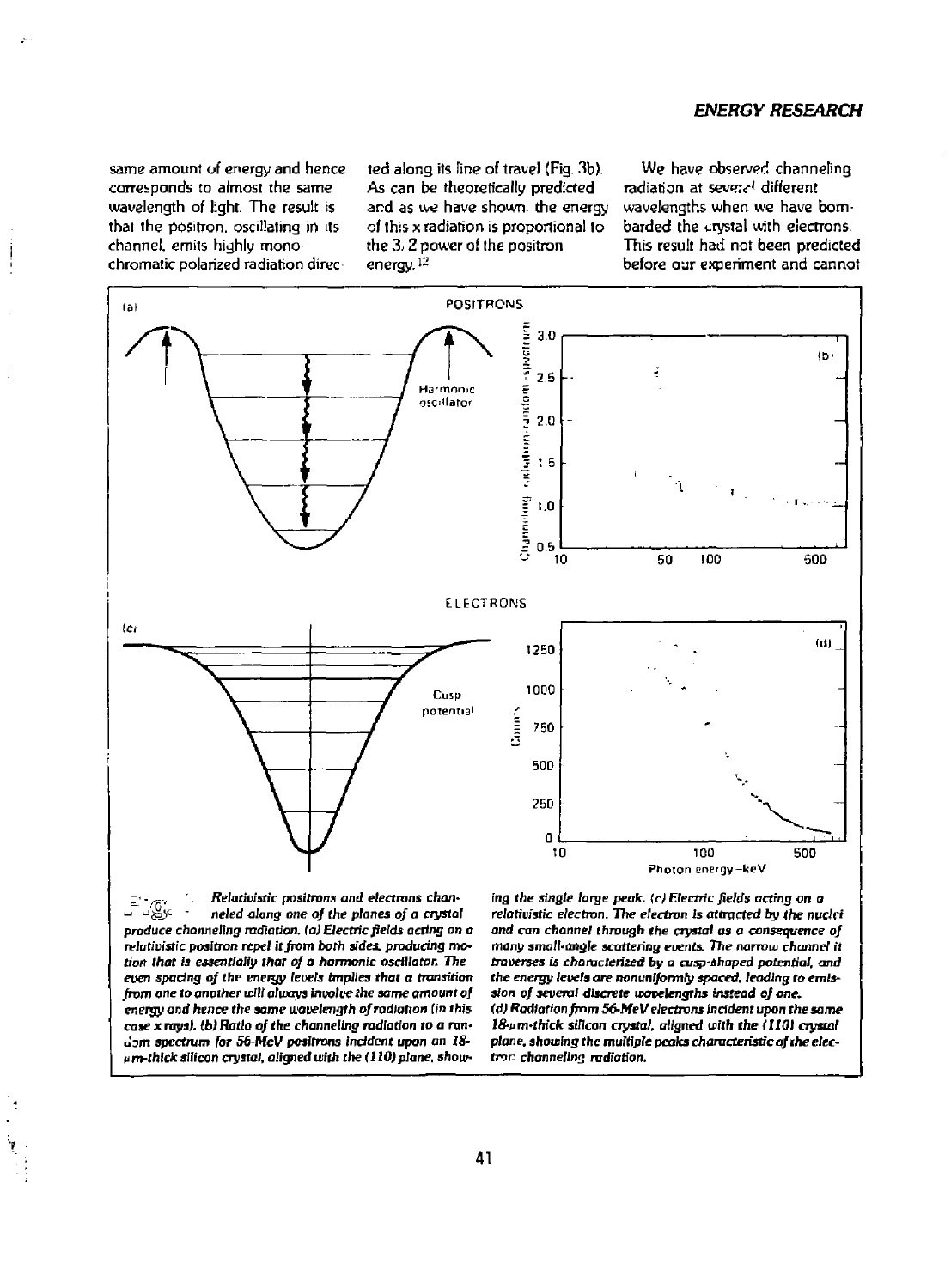same amount of energy and hence corresponds to almost the same wavelength of light. The result is that the positron, oscillating in its channel, emits highly monochromatic polarized radiation directed along its line of travel (Fig. 3b). As can be theoretically predicted and as we have shown, the energy of this x radiation is proportional to the 3/2 power of the positron energy.[12]

We have observed channeling radiation at several different wavelengths when we have bombarded the crystal with electrons. This result had not been predicted before our experiment and cannot

Fig. 3. Relativistic positrons and electrons channeled along one of the planes of a crystal produce channeling radiation. (a) Electric fields acting on a relativistic positron repel it from both sides, producing motion that is essentially that of a harmonic oscillator. The even spacing of the energy levels implies that a transition from one to another will always involve the same amount of energy and hence the same wavelength of radiation (in this case x rays). (b) Ratio of the channeling radiation to a random spectrum for 56-MeV positrons incident upon an 18-μm-thick silicon crystal, aligned with the (110) plane, showing the single large peak. (c) Electric fields acting on a relativistic electron. The electron is attracted by the nuclei and can channel through the crystal as a consequence of many small-angle scattering events. The narrow channel it traverses is characterized by a cusp-shaped potential, and the energy levels are nonuniformly spaced, leading to emission of several discrete wavelengths instead of one. (d) Radiation from 56-MeV electrons incident upon the same 18-μm-thick silicon crystal, aligned with the (110) crystal plane, showing the multiple peaks characteristic of the electron channeling radiation.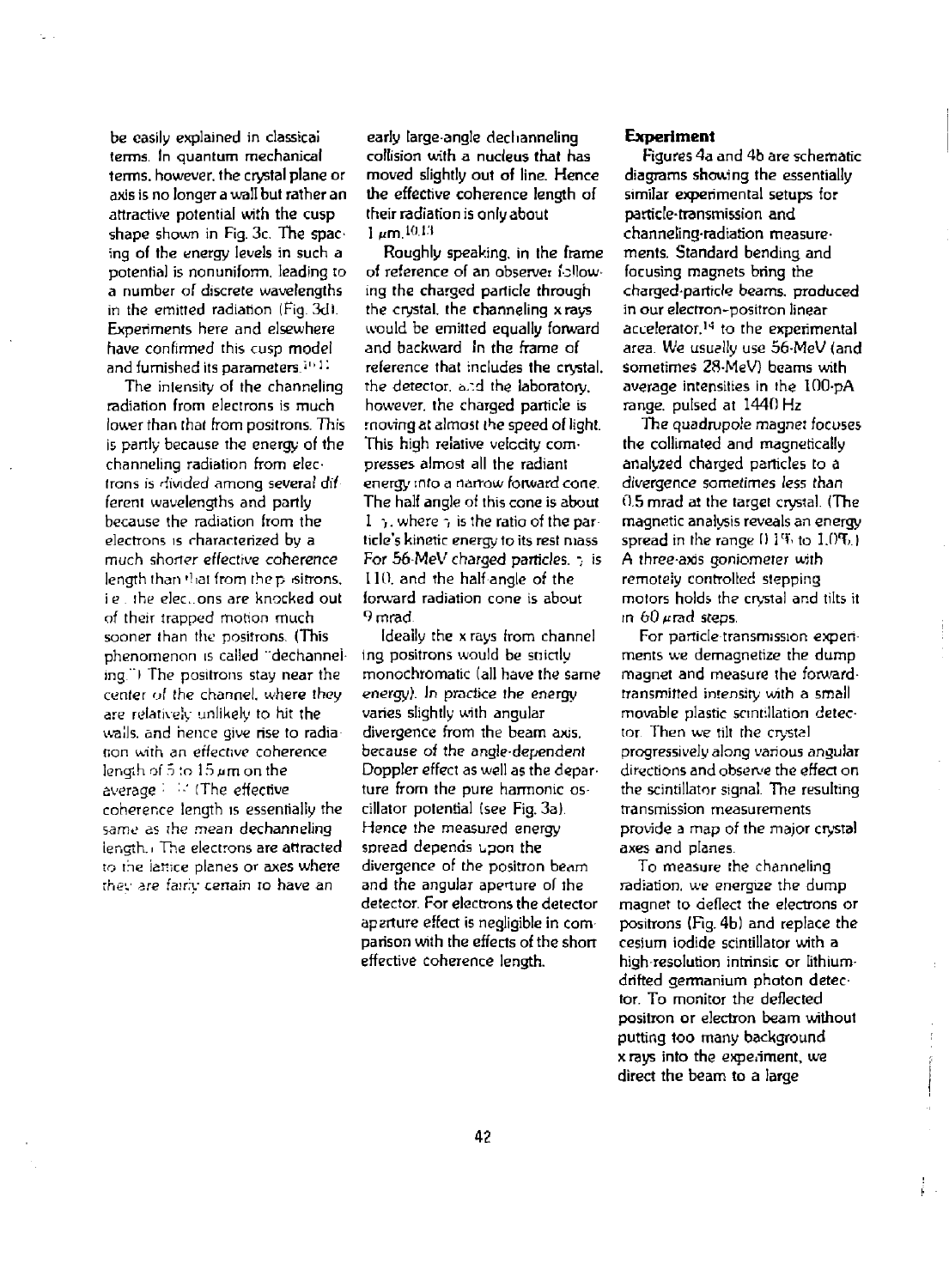be easily explained in classical terms. In quantum mechanical terms, however, the crystal plane or axis is no longer a wall but rather an attractive potential with the cusp shape shown in Fig. 3c. The spacing of the energy levels in such a potential is nonuniform, leading to a number of discrete wavelengths in the emitted radiation (Fig. 3d). Experiments here and elsewhere have confirmed this cusp model and furnished its parameters.[10,11]

The intensity of the channeling radiation from electrons is much lower than that from positrons. This is partly because the energy of the channeling radiation from electrons is divided among several different wavelengths and partly because the radiation from the electrons is characterized by a much shorter effective coherence length than that from the positrons, i.e., the electrons are knocked out of their trapped motion much sooner than the positrons. (This phenomenon is called "dechanneling.") The positrons stay near the center of the channel, where they are relatively unlikely to hit the walls, and hence give rise to radiation with an effective coherence length of 5 to 15 μm on the average.[12] (The effective coherence length is essentially the same as the mean dechanneling length.) The electrons are attracted to the lattice planes or axes where they are fairly certain to have an early large-angle dechanneling collision with a nucleus that has moved slightly out of line. Hence the effective coherence length of their radiation is only about 1 μm.[10,13]

Roughly speaking, in the frame of reference of an observer following the charged particle through the crystal, the channeling x rays would be emitted equally forward and backward. In the frame of reference that includes the crystal, the detector, and the laboratory, however, the charged particle is moving at almost the speed of light. This high relative velocity compresses almost all the radiant energy into a narrow forward cone. The half angle of this cone is about $1/\gamma$, where $\gamma$ is the ratio of the particle's kinetic energy to its rest mass. For 56-MeV charged particles, $\gamma$ is 110, and the half angle of the forward radiation cone is about 9 mrad.

Ideally the x rays from channeling positrons would be strictly monochromatic (all have the same energy). In practice the energy varies slightly with angular divergence from the beam axis, because of the angle-dependent Doppler effect as well as the departure from the pure harmonic oscillator potential (see Fig. 3a). Hence the measured energy spread depends upon the divergence of the positron beam and the angular aperture of the detector. For electrons the detector aperture effect is negligible in comparison with the effects of the short effective coherence length.

## Experiment

Figures 4a and 4b are schematic diagrams showing the essentially similar experimental setups for particle-transmission and channeling-radiation measurements. Standard bending and focusing magnets bring the charged-particle beams, produced in our electron-positron linear accelerator,[14] to the experimental area. We usually use 56-MeV (and sometimes 28-MeV) beams with average intensities in the 100-pA range, pulsed at 1440 Hz.

The quadrupole magnet focuses the collimated and magnetically analyzed charged particles to a divergence sometimes less than 0.5 mrad at the target crystal. (The magnetic analysis reveals an energy spread in the range 0.1% to 1.0%.) A three-axis goniometer with remotely controlled stepping motors holds the crystal and tilts it in 60 μrad steps.

For particle-transmission experiments we demagnetize the dump magnet and measure the forward-transmitted intensity with a small movable plastic scintillation detector. Then we tilt the crystal progressively along various angular directions and observe the effect on the scintillator signal. The resulting transmission measurements provide a map of the major crystal axes and planes.

To measure the channeling radiation, we energize the dump magnet to deflect the electrons or positrons (Fig. 4b) and replace the cesium iodide scintillator with a high-resolution intrinsic or lithium-drifted germanium photon detector. To monitor the deflected positron or electron beam without putting too many background x rays into the experiment, we direct the beam to a large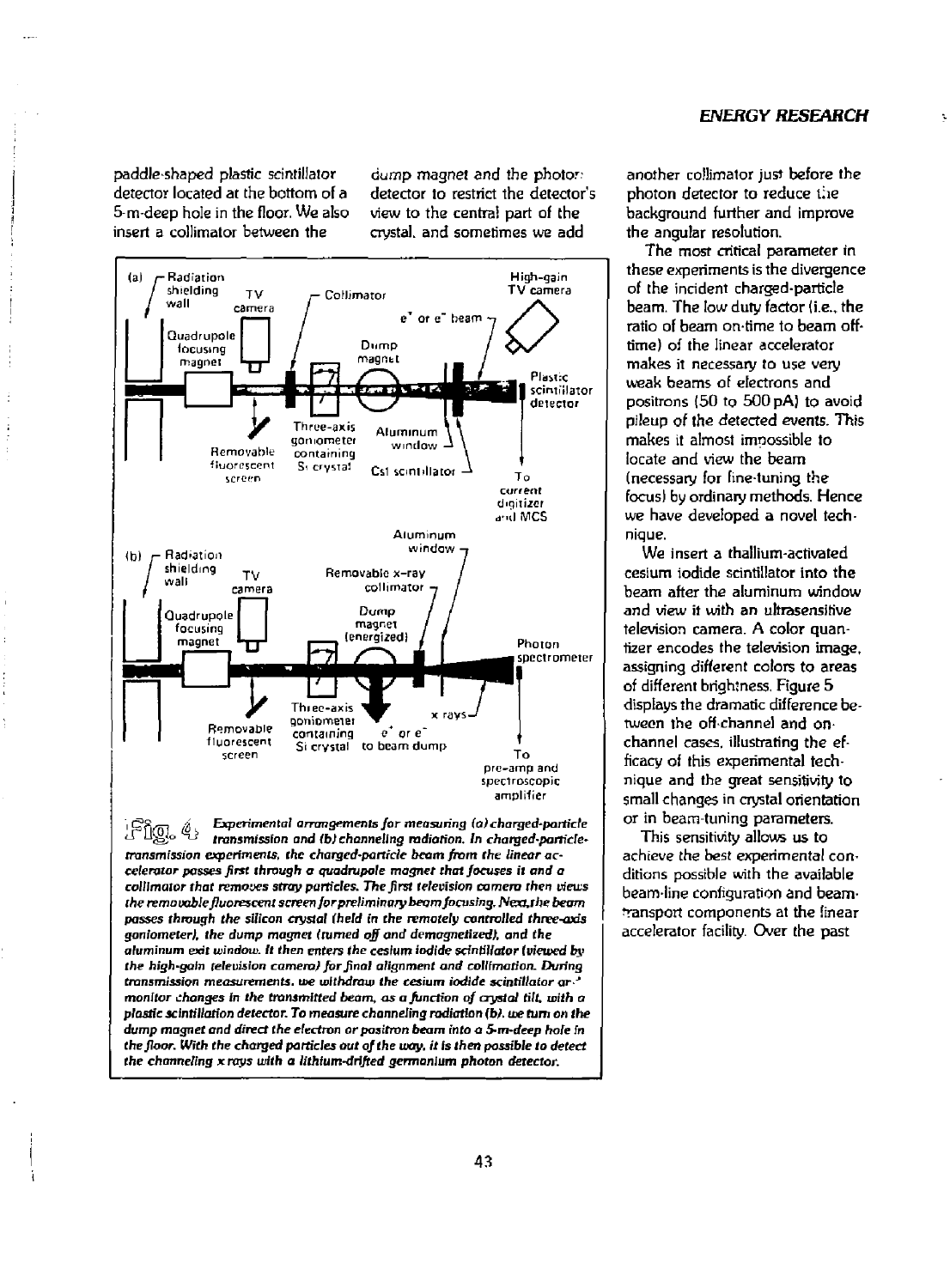paddle-shaped plastic scintillator detector located at the bottom of a 5-m-deep hole in the floor. We also insert a collimator between the dump magnet and the photon detector to restrict the detector's view to the central part of the crystal, and sometimes we add another collimator just before the photon detector to reduce the background further and improve the angular resolution.

The most critical parameter in these experiments is the divergence of the incident charged-particle beam. The low duty factor (i.e., the ratio of beam on-time to beam off-time) of the linear accelerator makes it necessary to use very weak beams of electrons and positrons (50 to 500 pA) to avoid pileup of the detected events. This makes it almost impossible to locate and view the beam (necessary for fine-tuning the focus) by ordinary methods. Hence we have developed a novel technique.

We insert a thallium-activated cesium iodide scintillator into the beam after the aluminum window and view it with an ultrasensitive television camera. A color quantizer encodes the television image, assigning different colors to areas of different brightness. Figure 5 displays the dramatic difference between the off-channel and on-channel cases, illustrating the efficacy of this experimental technique and the great sensitivity to small changes in crystal orientation or in beam-tuning parameters.

This sensitivity allows us to achieve the best experimental conditions possible with the available beam-line configuration and beam-transport components at the linear accelerator facility. Over the past

(a) Radiation shielding wall; TV camera; Quadrupole focusing magnet; Removable fluorescent screen; Collimator; Three-axis goniometer containing Si crystal; Dump magnet; Aluminum window; CsI scintillator; $e^+$ or $e^-$ beam; High-gain TV camera; Plastic scintillator detector; To current digitizer and MCS

(b) Radiation shielding wall; TV camera; Quadrupole focusing magnet; Removable fluorescent screen; Three-axis goniometer containing Si crystal; Dump magnet (energized); $e^+$ or $e^-$ to beam dump; Removable x-ray collimator; Aluminum window; x rays; Photon spectrometer; To pre-amp and spectroscopic amplifier

*Fig. 4 Experimental arrangements for measuring (a) charged-particle transmission and (b) channeling radiation. In charged-particle-transmission experiments, the charged-particle beam from the linear accelerator passes first through a quadrupole magnet that focuses it and a collimator that removes stray particles. The first television camera then views the removable fluorescent screen for preliminary beam focusing. Next, the beam passes through the silicon crystal (held in the remotely controlled three-axis goniometer), the dump magnet (turned off and demagnetized), and the aluminum exit window. It then enters the cesium iodide scintillator (viewed by the high-gain television camera) for final alignment and collimation. During transmission measurements, we withdraw the cesium iodide scintillator and monitor changes in the transmitted beam, as a function of crystal tilt, with a plastic scintillation detector. To measure channeling radiation (b), we turn on the dump magnet and direct the electron or positron beam into a 5-m-deep hole in the floor. With the charged particles out of the way, it is then possible to detect the channeling x rays with a lithium-drifted germanium photon detector.*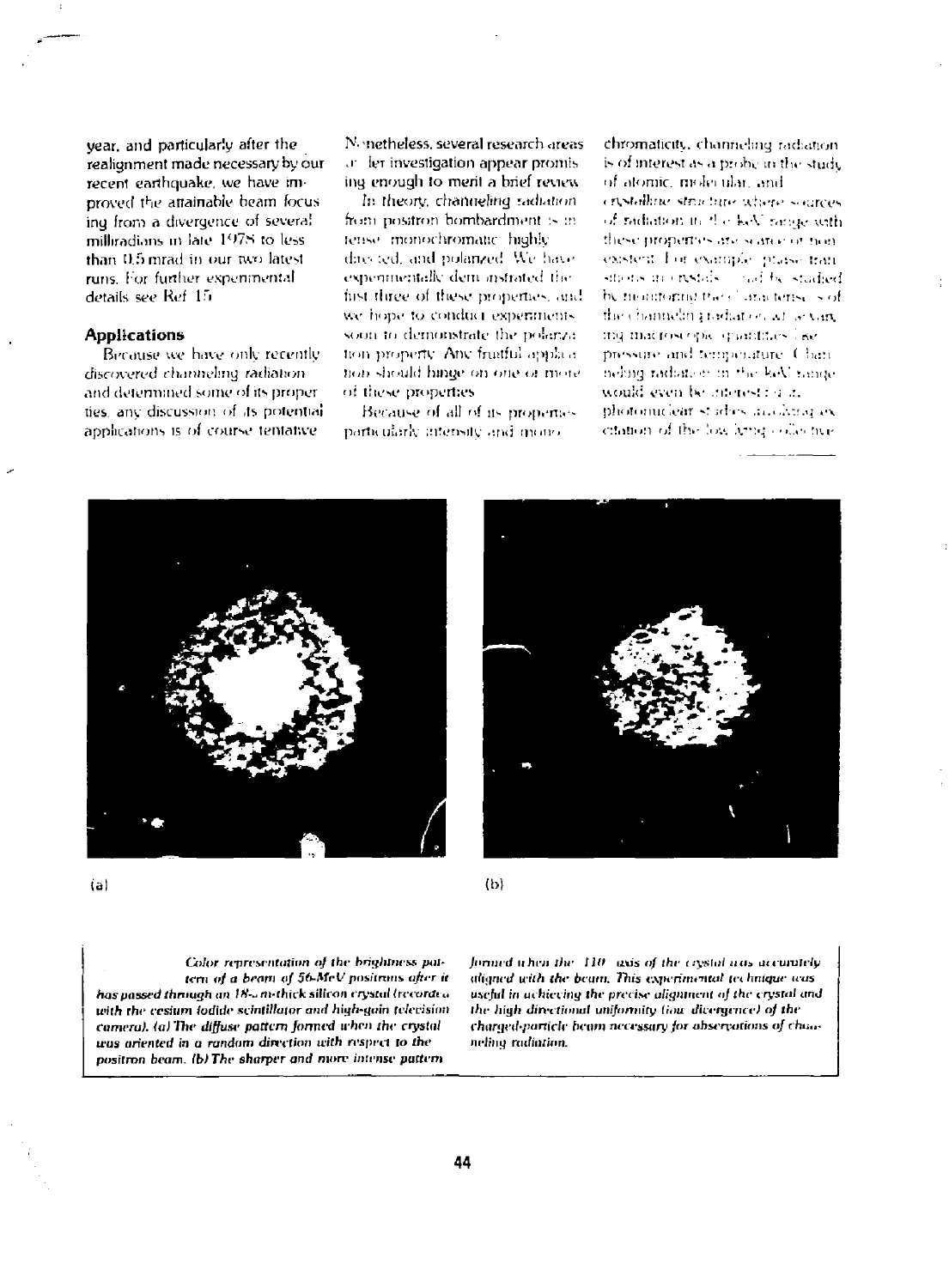year, and particularly after the realignment made necessary by our recent earthquake, we have improved the attainable beam focusing from a divergence of several milliradians in late 1978 to less than 0.5 mrad in our two latest runs. For further experimental details see Ref. 15.

## Applications

Because we have only recently discovered channeling radiation and determined some of its properties, any discussion of its potential applications is of course tentative. Nonetheless, several research areas under investigation appear promising enough to merit a brief review.

In theory, channeling radiation from positron bombardment is intense, monochromatic, highly directed, and polarized. We have experimentally demonstrated the first three of these properties, and we hope to conduct experiments soon to demonstrate the polarization property. Any fruitful application should hinge on one or more of these properties.

Because of all of its properties, particularly intensity and monochromaticity, channeling radiation is of interest as a probe in the study of atomic, molecular, and crystalline structure where sources of radiation in the keV range with these properties are scarce or nonexistent. For example, phase transitions in crystals could be studied by monitoring the characteristics of the channeling radiation at various macroscopic quantities like pressure and temperature. Channeling radiation in the keV range would even be of interest for photonuclear studies involving excitation of the low-lying collective

(a)

(b)

*Color representation of the brightness pattern of a beam of 56-MeV positrons after it has passed through an 18-μm-thick silicon crystal (recorded with the cesium iodide scintillator and high-gain television camera). (a) The diffuse pattern formed when the crystal was oriented in a random direction with respect to the positron beam. (b) The sharper and more intense pattern formed when the 110 axis of the crystal was accurately aligned with the beam. This experimental technique was useful in achieving the precise alignment of the crystal and the high directional uniformity (low divergence) of the charged-particle beam necessary for observations of channeling radiation.*